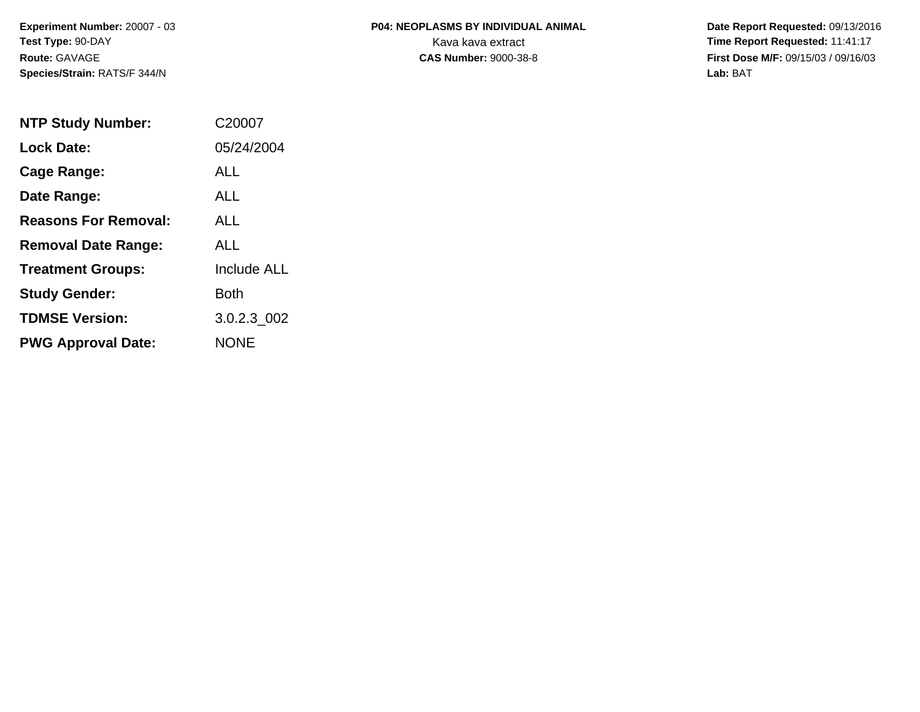**Experiment Number:** 20007 - 03
**Test Type:** 90-DAY
**Route:** GAVAGE
**Species/Strain:** RATS/F 344/N

**P04: NEOPLASMS BY INDIVIDUAL ANIMAL**
Kava kava extract
**CAS Number:** 9000-38-8

**Date Report Requested:** 09/13/2016
**Time Report Requested:** 11:41:17
**First Dose M/F:** 09/15/03 / 09/16/03
**Lab:** BAT

| | |
|---|---|
| **NTP Study Number:** | C20007 |
| **Lock Date:** | 05/24/2004 |
| **Cage Range:** | ALL |
| **Date Range:** | ALL |
| **Reasons For Removal:** | ALL |
| **Removal Date Range:** | ALL |
| **Treatment Groups:** | Include ALL |
| **Study Gender:** | Both |
| **TDMSE Version:** | 3.0.2.3_002 |
| **PWG Approval Date:** | NONE |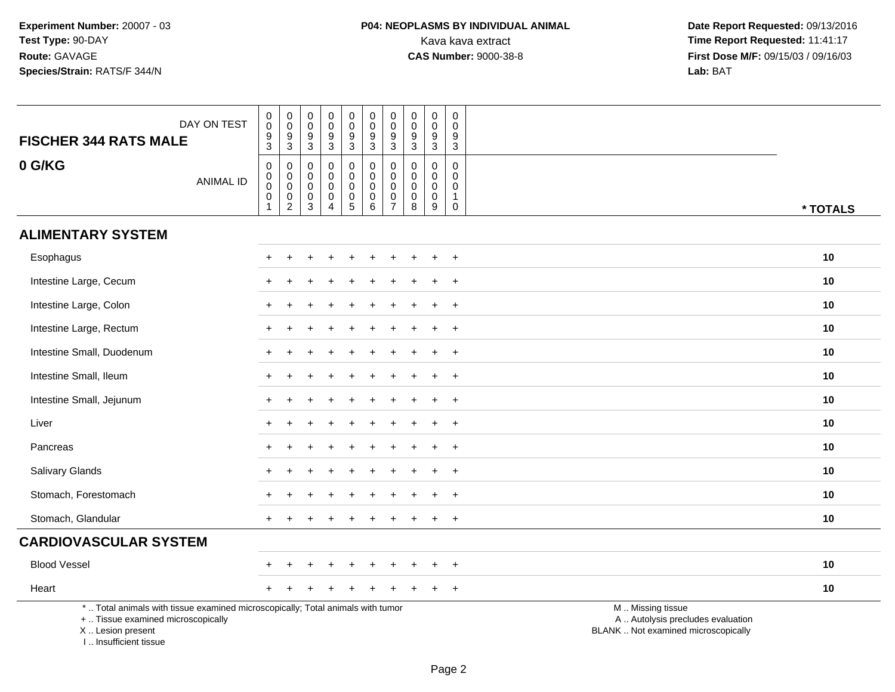**Experiment Number:** 20007 - 03
**Test Type:** 90-DAY
**Route:** GAVAGE
**Species/Strain:** RATS/F 344/N

**P04: NEOPLASMS BY INDIVIDUAL ANIMAL**
Kava kava extract
**CAS Number:** 9000-38-8

**Date Report Requested:** 09/13/2016
**Time Report Requested:** 11:41:17
**First Dose M/F:** 09/15/03 / 09/16/03
**Lab:** BAT

| **FISCHER 344 RATS MALE** DAY ON TEST | 0093 | 0093 | 0093 | 0093 | 0093 | 0093 | 0093 | 0093 | 0093 | 0093 | |
|---|---|---|---|---|---|---|---|---|---|---|---|
| **0 G/KG** ANIMAL ID | 00001 | 00002 | 00003 | 00004 | 00005 | 00006 | 00007 | 00008 | 00009 | 00010 | *** TOTALS** |
| **ALIMENTARY SYSTEM** | | | | | | | | | | | |
| Esophagus | + | + | + | + | + | + | + | + | + | + | **10** |
| Intestine Large, Cecum | + | + | + | + | + | + | + | + | + | + | **10** |
| Intestine Large, Colon | + | + | + | + | + | + | + | + | + | + | **10** |
| Intestine Large, Rectum | + | + | + | + | + | + | + | + | + | + | **10** |
| Intestine Small, Duodenum | + | + | + | + | + | + | + | + | + | + | **10** |
| Intestine Small, Ileum | + | + | + | + | + | + | + | + | + | + | **10** |
| Intestine Small, Jejunum | + | + | + | + | + | + | + | + | + | + | **10** |
| Liver | + | + | + | + | + | + | + | + | + | + | **10** |
| Pancreas | + | + | + | + | + | + | + | + | + | + | **10** |
| Salivary Glands | + | + | + | + | + | + | + | + | + | + | **10** |
| Stomach, Forestomach | + | + | + | + | + | + | + | + | + | + | **10** |
| Stomach, Glandular | + | + | + | + | + | + | + | + | + | + | **10** |
| **CARDIOVASCULAR SYSTEM** | | | | | | | | | | | |
| Blood Vessel | + | + | + | + | + | + | + | + | + | + | **10** |
| Heart | + | + | + | + | + | + | + | + | + | + | **10** |

* .. Total animals with tissue examined microscopically; Total animals with tumor
+ .. Tissue examined microscopically
X .. Lesion present
I .. Insufficient tissue

M .. Missing tissue
A .. Autolysis precludes evaluation
BLANK .. Not examined microscopically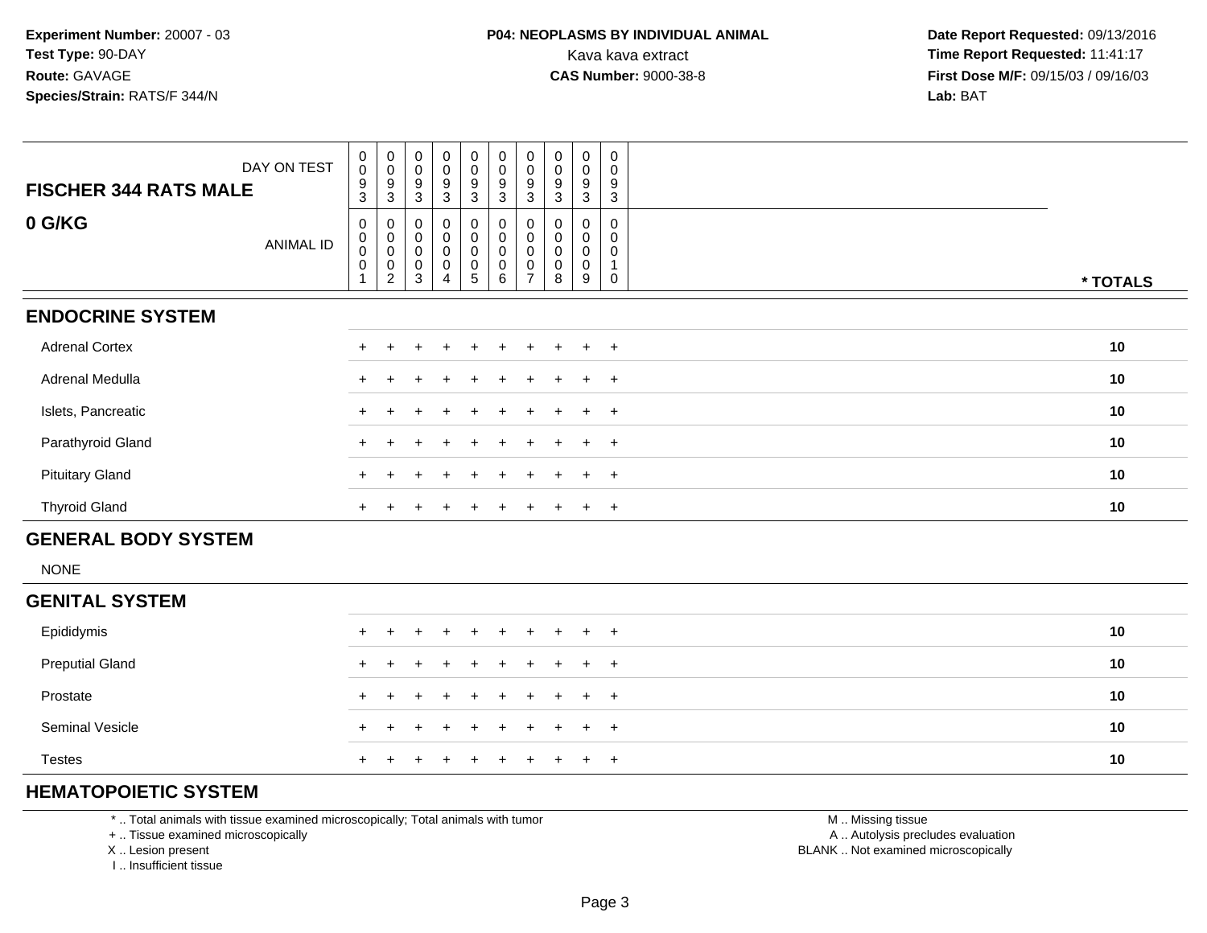**Experiment Number:** 20007 - 03
**Test Type:** 90-DAY
**Route:** GAVAGE
**Species/Strain:** RATS/F 344/N

**P04: NEOPLASMS BY INDIVIDUAL ANIMAL**
Kava kava extract
**CAS Number:** 9000-38-8

**Date Report Requested:** 09/13/2016
**Time Report Requested:** 11:41:17
**First Dose M/F:** 09/15/03 / 09/16/03
**Lab:** BAT

| **FISCHER 344 RATS MALE** DAY ON TEST | 0093 | 0093 | 0093 | 0093 | 0093 | 0093 | 0093 | 0093 | 0093 | 0093 | |
|---|---|---|---|---|---|---|---|---|---|---|---|
| **0 G/KG** ANIMAL ID | 00001 | 00002 | 00003 | 00004 | 00005 | 00006 | 00007 | 00008 | 00009 | 00010 | **\* TOTALS** |
| **ENDOCRINE SYSTEM** | | | | | | | | | | | |
| Adrenal Cortex | + | + | + | + | + | + | + | + | + | + | **10** |
| Adrenal Medulla | + | + | + | + | + | + | + | + | + | + | **10** |
| Islets, Pancreatic | + | + | + | + | + | + | + | + | + | + | **10** |
| Parathyroid Gland | + | + | + | + | + | + | + | + | + | + | **10** |
| Pituitary Gland | + | + | + | + | + | + | + | + | + | + | **10** |
| Thyroid Gland | + | + | + | + | + | + | + | + | + | + | **10** |
| **GENERAL BODY SYSTEM** | | | | | | | | | | | |
| NONE | | | | | | | | | | | |
| **GENITAL SYSTEM** | | | | | | | | | | | |
| Epididymis | + | + | + | + | + | + | + | + | + | + | **10** |
| Preputial Gland | + | + | + | + | + | + | + | + | + | + | **10** |
| Prostate | + | + | + | + | + | + | + | + | + | + | **10** |
| Seminal Vesicle | + | + | + | + | + | + | + | + | + | + | **10** |
| Testes | + | + | + | + | + | + | + | + | + | + | **10** |
| **HEMATOPOIETIC SYSTEM** | | | | | | | | | | | |

\* .. Total animals with tissue examined microscopically; Total animals with tumor
\+ .. Tissue examined microscopically
X .. Lesion present
I .. Insufficient tissue

M .. Missing tissue
A .. Autolysis precludes evaluation
BLANK .. Not examined microscopically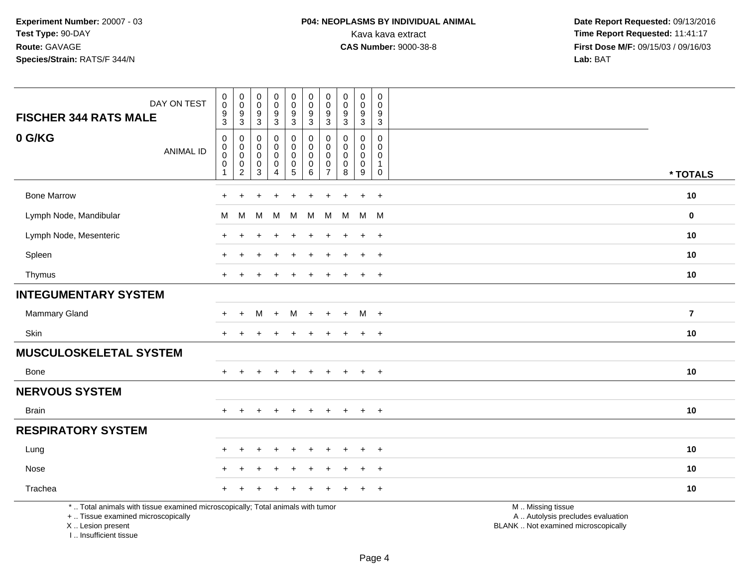**Experiment Number:** 20007 - 03
**Test Type:** 90-DAY
**Route:** GAVAGE
**Species/Strain:** RATS/F 344/N

**P04: NEOPLASMS BY INDIVIDUAL ANIMAL**
Kava kava extract
**CAS Number:** 9000-38-8

**Date Report Requested:** 09/13/2016
**Time Report Requested:** 11:41:17
**First Dose M/F:** 09/15/03 / 09/16/03
**Lab:** BAT

| FISCHER 344 RATS MALE — DAY ON TEST | 0093 | 0093 | 0093 | 0093 | 0093 | 0093 | 0093 | 0093 | 0093 | 0093 | |
|---|---|---|---|---|---|---|---|---|---|---|---|
| **0 G/KG** — ANIMAL ID | 00001 | 00002 | 00003 | 00004 | 00005 | 00006 | 00007 | 00008 | 00009 | 00010 | *** TOTALS** |
| Bone Marrow | + | + | + | + | + | + | + | + | + | + | **10** |
| Lymph Node, Mandibular | M | M | M | M | M | M | M | M | M | M | **0** |
| Lymph Node, Mesenteric | + | + | + | + | + | + | + | + | + | + | **10** |
| Spleen | + | + | + | + | + | + | + | + | + | + | **10** |
| Thymus | + | + | + | + | + | + | + | + | + | + | **10** |
| **INTEGUMENTARY SYSTEM** | | | | | | | | | | | |
| Mammary Gland | + | + | M | + | M | + | + | + | M | + | **7** |
| Skin | + | + | + | + | + | + | + | + | + | + | **10** |
| **MUSCULOSKELETAL SYSTEM** | | | | | | | | | | | |
| Bone | + | + | + | + | + | + | + | + | + | + | **10** |
| **NERVOUS SYSTEM** | | | | | | | | | | | |
| Brain | + | + | + | + | + | + | + | + | + | + | **10** |
| **RESPIRATORY SYSTEM** | | | | | | | | | | | |
| Lung | + | + | + | + | + | + | + | + | + | + | **10** |
| Nose | + | + | + | + | + | + | + | + | + | + | **10** |
| Trachea | + | + | + | + | + | + | + | + | + | + | **10** |

* .. Total animals with tissue examined microscopically; Total animals with tumor
+ .. Tissue examined microscopically
X .. Lesion present
I .. Insufficient tissue

M .. Missing tissue
A .. Autolysis precludes evaluation
BLANK .. Not examined microscopically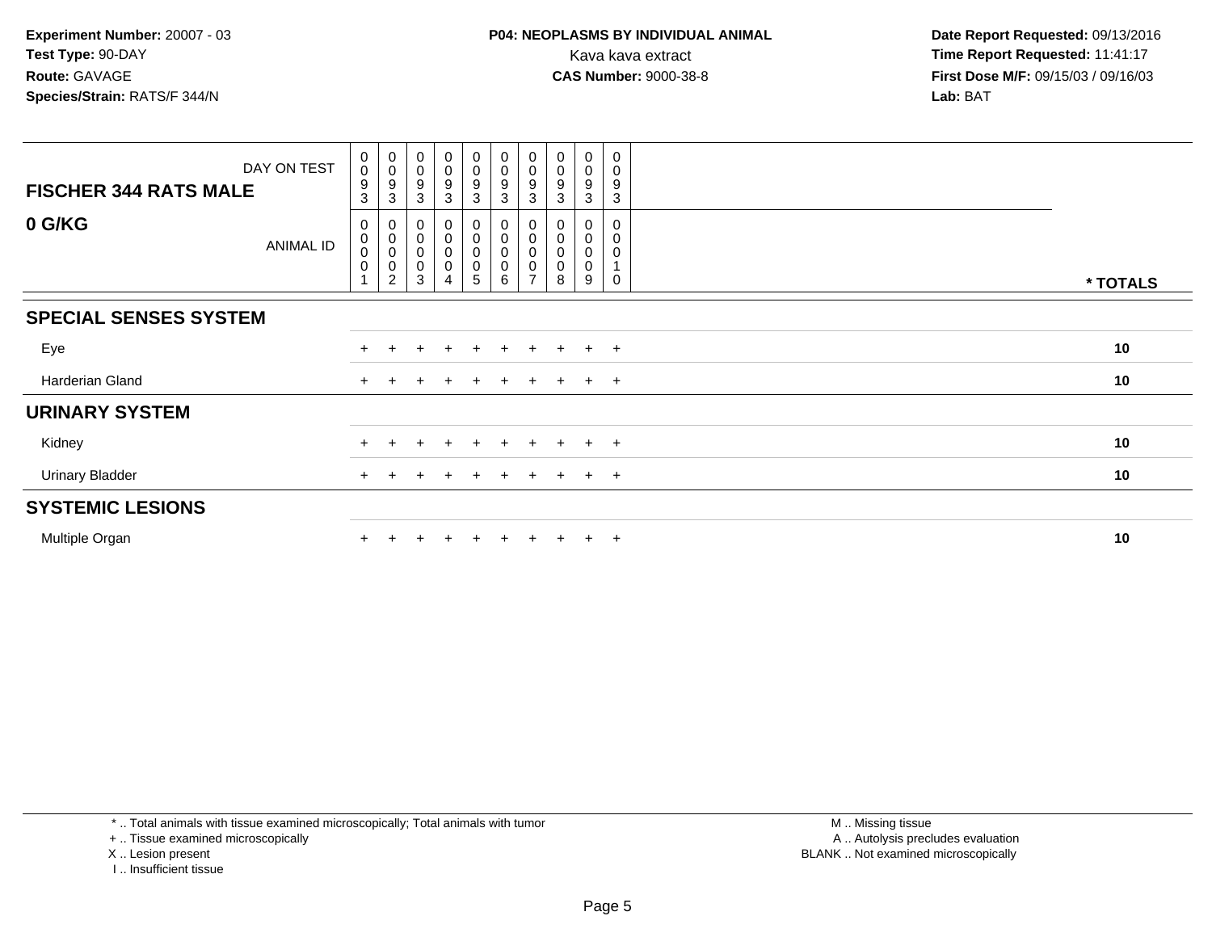**Experiment Number:** 20007 - 03
**Test Type:** 90-DAY
**Route:** GAVAGE
**Species/Strain:** RATS/F 344/N

**P04: NEOPLASMS BY INDIVIDUAL ANIMAL**
Kava kava extract
**CAS Number:** 9000-38-8

**Date Report Requested:** 09/13/2016
**Time Report Requested:** 11:41:17
**First Dose M/F:** 09/15/03 / 09/16/03
**Lab:** BAT

| FISCHER 344 RATS MALE — DAY ON TEST | 0093 | 0093 | 0093 | 0093 | 0093 | 0093 | 0093 | 0093 | 0093 | 0093 | |
|---|---|---|---|---|---|---|---|---|---|---|---|
| **0 G/KG** — ANIMAL ID | 00001 | 00002 | 00003 | 00004 | 00005 | 00006 | 00007 | 00008 | 00009 | 00010 | *** TOTALS** |
| **SPECIAL SENSES SYSTEM** | | | | | | | | | | | |
| Eye | + | + | + | + | + | + | + | + | + | + | **10** |
| Harderian Gland | + | + | + | + | + | + | + | + | + | + | **10** |
| **URINARY SYSTEM** | | | | | | | | | | | |
| Kidney | + | + | + | + | + | + | + | + | + | + | **10** |
| Urinary Bladder | + | + | + | + | + | + | + | + | + | + | **10** |
| **SYSTEMIC LESIONS** | | | | | | | | | | | |
| Multiple Organ | + | + | + | + | + | + | + | + | + | + | **10** |

* .. Total animals with tissue examined microscopically; Total animals with tumor
+ .. Tissue examined microscopically
X .. Lesion present
I .. Insufficient tissue

M .. Missing tissue
A .. Autolysis precludes evaluation
BLANK .. Not examined microscopically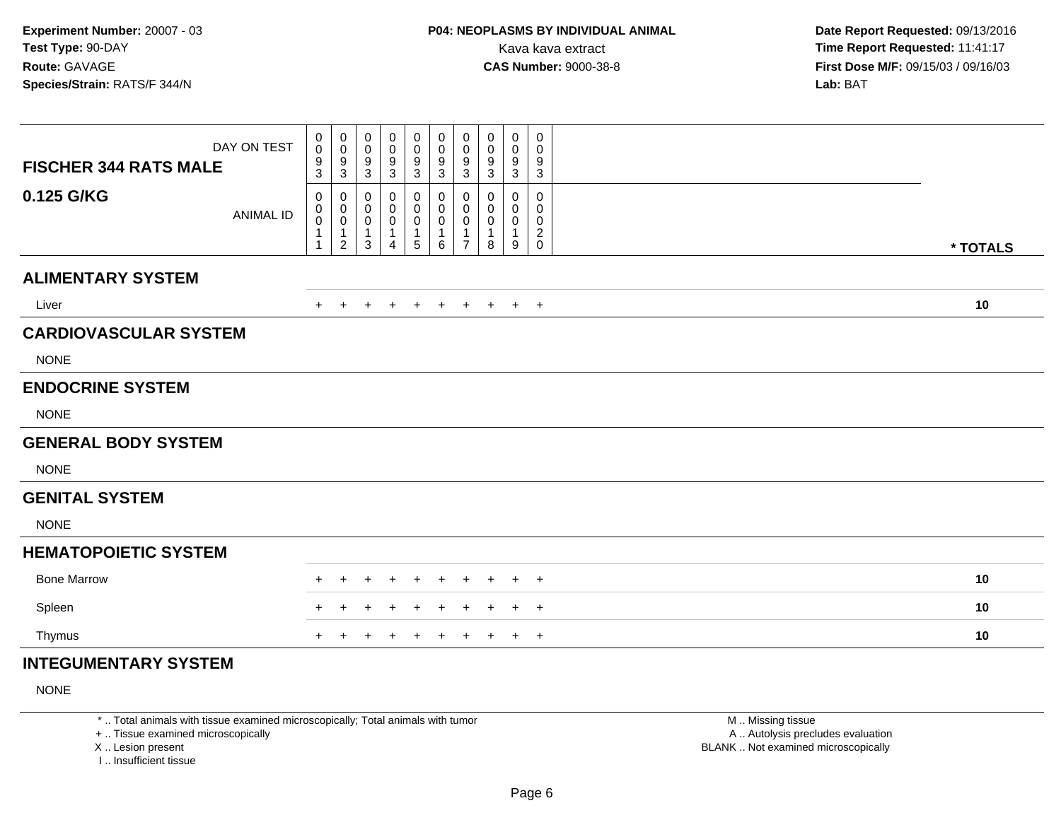**Experiment Number:** 20007 - 03
**Test Type:** 90-DAY
**Route:** GAVAGE
**Species/Strain:** RATS/F 344/N

**P04: NEOPLASMS BY INDIVIDUAL ANIMAL**
Kava kava extract
**CAS Number:** 9000-38-8

**Date Report Requested:** 09/13/2016
**Time Report Requested:** 11:41:17
**First Dose M/F:** 09/15/03 / 09/16/03
**Lab:** BAT

| FISCHER 344 RATS MALE 0.125 G/KG | DAY ON TEST | 0093 | 0093 | 0093 | 0093 | 0093 | 0093 | 0093 | 0093 | 0093 | 0093 | |
|---|---|---|---|---|---|---|---|---|---|---|---|---|
| | ANIMAL ID | 00011 | 00012 | 00013 | 00014 | 00015 | 00016 | 00017 | 00018 | 00019 | 00020 | * TOTALS |
| **ALIMENTARY SYSTEM** | | | | | | | | | | | | |
| Liver | | + | + | + | + | + | + | + | + | + | + | 10 |
| **CARDIOVASCULAR SYSTEM** | | | | | | | | | | | | |
| NONE | | | | | | | | | | | | |
| **ENDOCRINE SYSTEM** | | | | | | | | | | | | |
| NONE | | | | | | | | | | | | |
| **GENERAL BODY SYSTEM** | | | | | | | | | | | | |
| NONE | | | | | | | | | | | | |
| **GENITAL SYSTEM** | | | | | | | | | | | | |
| NONE | | | | | | | | | | | | |
| **HEMATOPOIETIC SYSTEM** | | | | | | | | | | | | |
| Bone Marrow | | + | + | + | + | + | + | + | + | + | + | 10 |
| Spleen | | + | + | + | + | + | + | + | + | + | + | 10 |
| Thymus | | + | + | + | + | + | + | + | + | + | + | 10 |
| **INTEGUMENTARY SYSTEM** | | | | | | | | | | | | |
| NONE | | | | | | | | | | | | |

\* .. Total animals with tissue examined microscopically; Total animals with tumor
\+ .. Tissue examined microscopically
X .. Lesion present
I .. Insufficient tissue

M .. Missing tissue
A .. Autolysis precludes evaluation
BLANK .. Not examined microscopically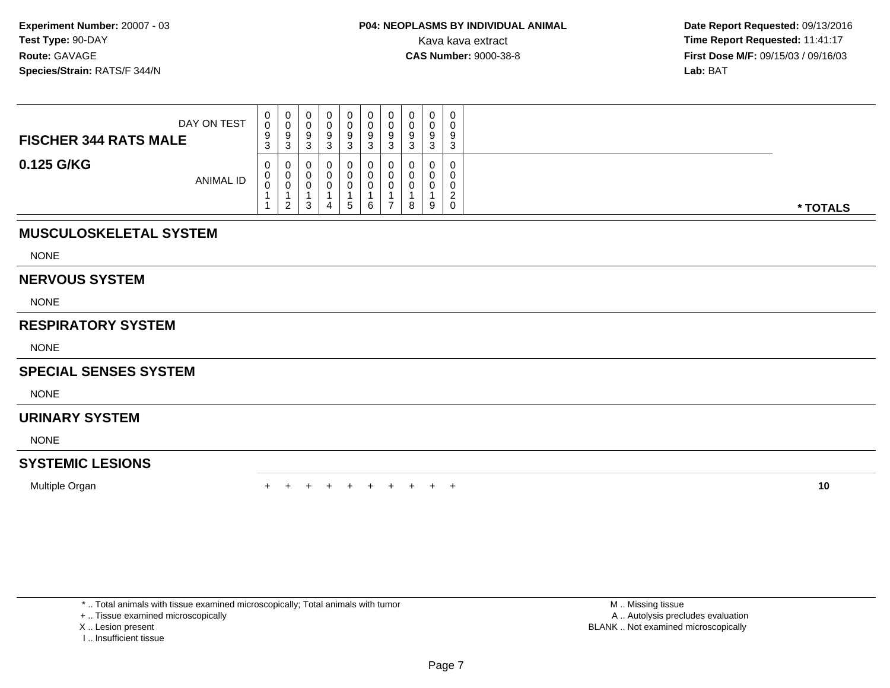**Experiment Number:** 20007 - 03
**Test Type:** 90-DAY
**Route:** GAVAGE
**Species/Strain:** RATS/F 344/N

**P04: NEOPLASMS BY INDIVIDUAL ANIMAL**
Kava kava extract
**CAS Number:** 9000-38-8

**Date Report Requested:** 09/13/2016
**Time Report Requested:** 11:41:17
**First Dose M/F:** 09/15/03 / 09/16/03
**Lab:** BAT

| **FISCHER 344 RATS MALE** DAY ON TEST | 0093 | 0093 | 0093 | 0093 | 0093 | 0093 | 0093 | 0093 | 0093 | 0093 | |
|---|---|---|---|---|---|---|---|---|---|---|---|
| **0.125 G/KG** ANIMAL ID | 00011 | 00012 | 00013 | 00014 | 00015 | 00016 | 00017 | 00018 | 00019 | 00020 | *** TOTALS** |
| **MUSCULOSKELETAL SYSTEM** | | | | | | | | | | | |
| NONE | | | | | | | | | | | |
| **NERVOUS SYSTEM** | | | | | | | | | | | |
| NONE | | | | | | | | | | | |
| **RESPIRATORY SYSTEM** | | | | | | | | | | | |
| NONE | | | | | | | | | | | |
| **SPECIAL SENSES SYSTEM** | | | | | | | | | | | |
| NONE | | | | | | | | | | | |
| **URINARY SYSTEM** | | | | | | | | | | | |
| NONE | | | | | | | | | | | |
| **SYSTEMIC LESIONS** | | | | | | | | | | | |
| Multiple Organ | + | + | + | + | + | + | + | + | + | + | **10** |

* .. Total animals with tissue examined microscopically; Total animals with tumor
+ .. Tissue examined microscopically
X .. Lesion present
I .. Insufficient tissue

M .. Missing tissue
A .. Autolysis precludes evaluation
BLANK .. Not examined microscopically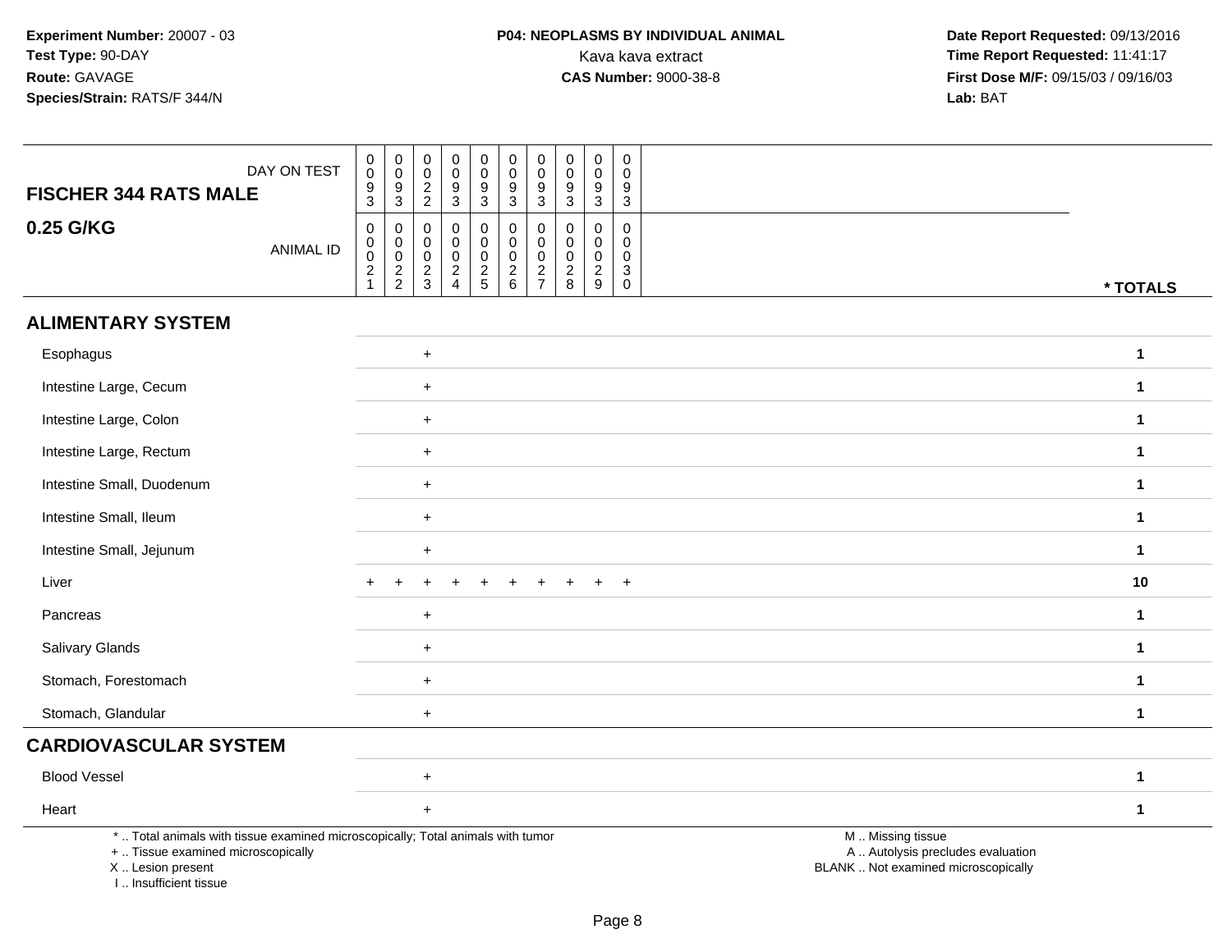**Experiment Number:** 20007 - 03
**Test Type:** 90-DAY
**Route:** GAVAGE
**Species/Strain:** RATS/F 344/N

**P04: NEOPLASMS BY INDIVIDUAL ANIMAL**
Kava kava extract
**CAS Number:** 9000-38-8

**Date Report Requested:** 09/13/2016
**Time Report Requested:** 11:41:17
**First Dose M/F:** 09/15/03 / 09/16/03
**Lab:** BAT

| FISCHER 344 RATS MALE — DAY ON TEST | 0093 | 0093 | 0022 | 0093 | 0093 | 0093 | 0093 | 0093 | 0093 | 0093 | |
|---|---|---|---|---|---|---|---|---|---|---|---|
| **0.25 G/KG** — ANIMAL ID | 00021 | 00022 | 00023 | 00024 | 00025 | 00026 | 00027 | 00028 | 00029 | 00030 | *** TOTALS** |
| **ALIMENTARY SYSTEM** | | | | | | | | | | | |
| Esophagus | | | + | | | | | | | | 1 |
| Intestine Large, Cecum | | | + | | | | | | | | 1 |
| Intestine Large, Colon | | | + | | | | | | | | 1 |
| Intestine Large, Rectum | | | + | | | | | | | | 1 |
| Intestine Small, Duodenum | | | + | | | | | | | | 1 |
| Intestine Small, Ileum | | | + | | | | | | | | 1 |
| Intestine Small, Jejunum | | | + | | | | | | | | 1 |
| Liver | + | + | + | + | + | + | + | + | + | + | 10 |
| Pancreas | | | + | | | | | | | | 1 |
| Salivary Glands | | | + | | | | | | | | 1 |
| Stomach, Forestomach | | | + | | | | | | | | 1 |
| Stomach, Glandular | | | + | | | | | | | | 1 |
| **CARDIOVASCULAR SYSTEM** | | | | | | | | | | | |
| Blood Vessel | | | + | | | | | | | | 1 |
| Heart | | | + | | | | | | | | 1 |

* .. Total animals with tissue examined microscopically; Total animals with tumor
+ .. Tissue examined microscopically
X .. Lesion present
I .. Insufficient tissue

M .. Missing tissue
A .. Autolysis precludes evaluation
BLANK .. Not examined microscopically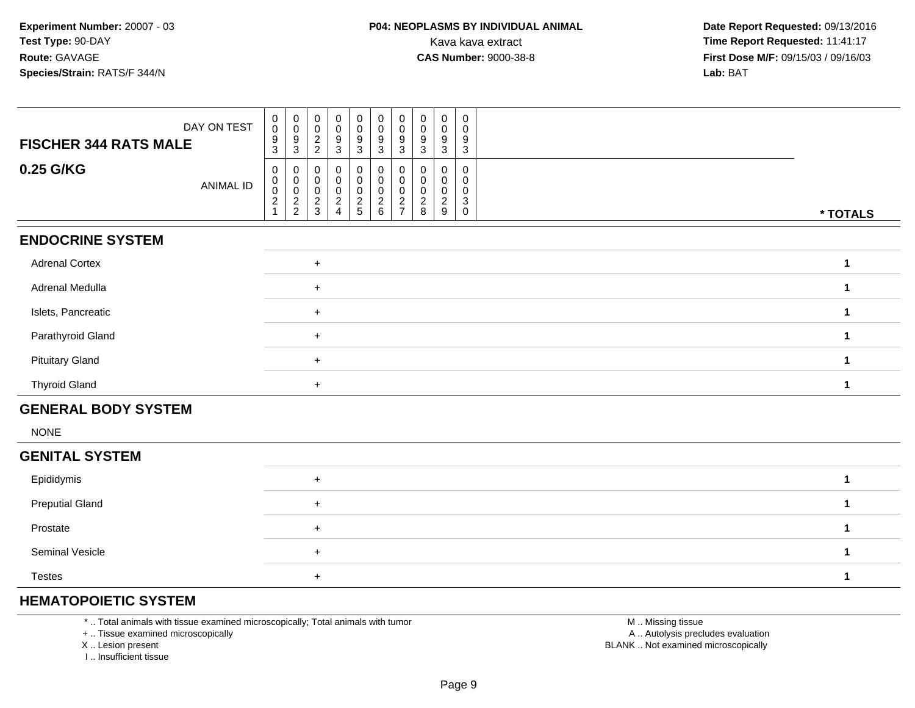**Experiment Number:** 20007 - 03
**Test Type:** 90-DAY
**Route:** GAVAGE
**Species/Strain:** RATS/F 344/N

**P04: NEOPLASMS BY INDIVIDUAL ANIMAL**
Kava kava extract
**CAS Number:** 9000-38-8

**Date Report Requested:** 09/13/2016
**Time Report Requested:** 11:41:17
**First Dose M/F:** 09/15/03 / 09/16/03
**Lab:** BAT

| FISCHER 344 RATS MALE 0.25 G/KG | | | | | | | | | | | |
|---|---|---|---|---|---|---|---|---|---|---|---|
| DAY ON TEST | 0093 | 0093 | 0022 | 0093 | 0093 | 0093 | 0093 | 0093 | 0093 | 0093 | |
| ANIMAL ID | 00021 | 00022 | 00023 | 00024 | 00025 | 00026 | 00027 | 00028 | 00029 | 00030 | * TOTALS |
| **ENDOCRINE SYSTEM** | | | | | | | | | | | |
| Adrenal Cortex | | | + | | | | | | | | 1 |
| Adrenal Medulla | | | + | | | | | | | | 1 |
| Islets, Pancreatic | | | + | | | | | | | | 1 |
| Parathyroid Gland | | | + | | | | | | | | 1 |
| Pituitary Gland | | | + | | | | | | | | 1 |
| Thyroid Gland | | | + | | | | | | | | 1 |
| **GENERAL BODY SYSTEM** | | | | | | | | | | | |
| NONE | | | | | | | | | | | |
| **GENITAL SYSTEM** | | | | | | | | | | | |
| Epididymis | | | + | | | | | | | | 1 |
| Preputial Gland | | | + | | | | | | | | 1 |
| Prostate | | | + | | | | | | | | 1 |
| Seminal Vesicle | | | + | | | | | | | | 1 |
| Testes | | | + | | | | | | | | 1 |
| **HEMATOPOIETIC SYSTEM** | | | | | | | | | | | |

\* .. Total animals with tissue examined microscopically; Total animals with tumor
\+ .. Tissue examined microscopically
X .. Lesion present
I .. Insufficient tissue

M .. Missing tissue
A .. Autolysis precludes evaluation
BLANK .. Not examined microscopically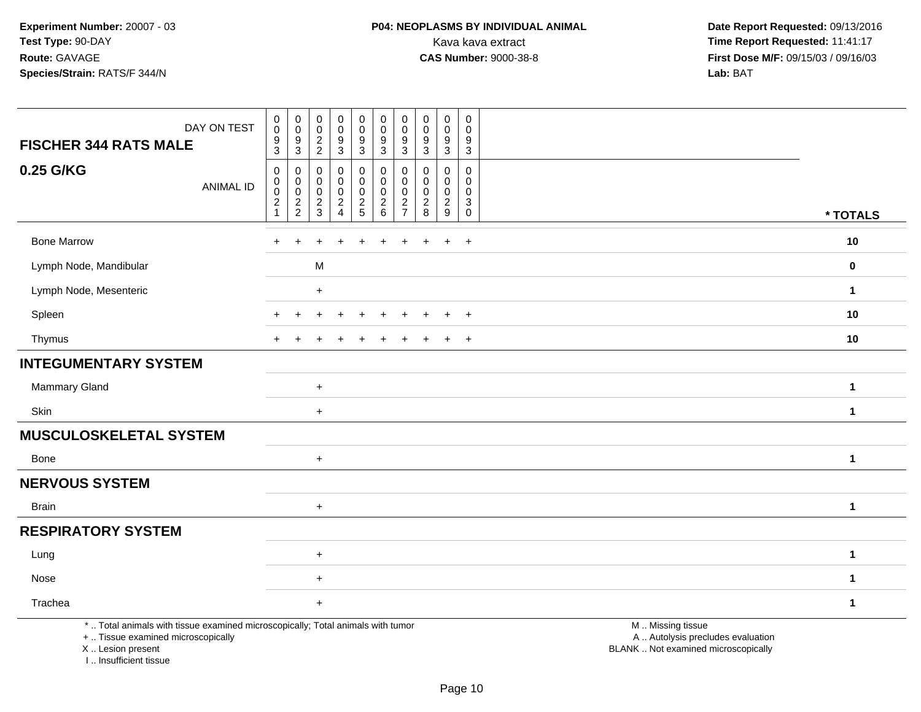**Experiment Number:** 20007 - 03
**Test Type:** 90-DAY
**Route:** GAVAGE
**Species/Strain:** RATS/F 344/N

**P04: NEOPLASMS BY INDIVIDUAL ANIMAL**
Kava kava extract
**CAS Number:** 9000-38-8

**Date Report Requested:** 09/13/2016
**Time Report Requested:** 11:41:17
**First Dose M/F:** 09/15/03 / 09/16/03
**Lab:** BAT

| FISCHER 344 RATS MALE — DAY ON TEST | 0093 | 0093 | 0022 | 0093 | 0093 | 0093 | 0093 | 0093 | 0093 | 0093 | |
|---|---|---|---|---|---|---|---|---|---|---|---|
| **0.25 G/KG** — ANIMAL ID | 00021 | 00022 | 00023 | 00024 | 00025 | 00026 | 00027 | 00028 | 00029 | 00030 | * TOTALS |
| Bone Marrow | + | + | + | + | + | + | + | + | + | + | 10 |
| Lymph Node, Mandibular | | | M | | | | | | | | 0 |
| Lymph Node, Mesenteric | | | + | | | | | | | | 1 |
| Spleen | + | + | + | + | + | + | + | + | + | + | 10 |
| Thymus | + | + | + | + | + | + | + | + | + | + | 10 |
| **INTEGUMENTARY SYSTEM** | | | | | | | | | | | |
| Mammary Gland | | | + | | | | | | | | 1 |
| Skin | | | + | | | | | | | | 1 |
| **MUSCULOSKELETAL SYSTEM** | | | | | | | | | | | |
| Bone | | | + | | | | | | | | 1 |
| **NERVOUS SYSTEM** | | | | | | | | | | | |
| Brain | | | + | | | | | | | | 1 |
| **RESPIRATORY SYSTEM** | | | | | | | | | | | |
| Lung | | | + | | | | | | | | 1 |
| Nose | | | + | | | | | | | | 1 |
| Trachea | | | + | | | | | | | | 1 |

* .. Total animals with tissue examined microscopically; Total animals with tumor
+ .. Tissue examined microscopically
X .. Lesion present
I .. Insufficient tissue

M .. Missing tissue
A .. Autolysis precludes evaluation
BLANK .. Not examined microscopically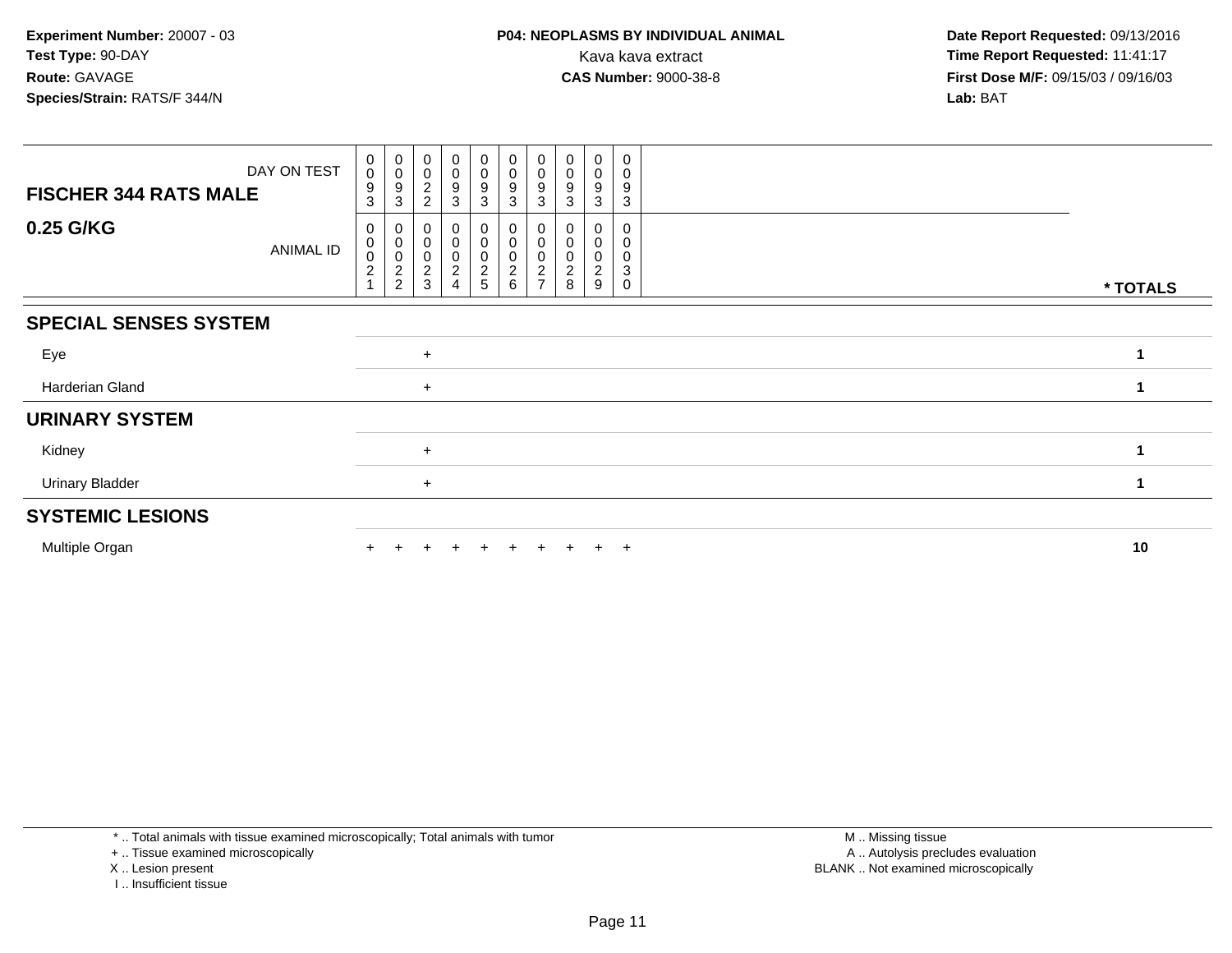**Experiment Number:** 20007 - 03
**Test Type:** 90-DAY
**Route:** GAVAGE
**Species/Strain:** RATS/F 344/N

**P04: NEOPLASMS BY INDIVIDUAL ANIMAL**
Kava kava extract
**CAS Number:** 9000-38-8

**Date Report Requested:** 09/13/2016
**Time Report Requested:** 11:41:17
**First Dose M/F:** 09/15/03 / 09/16/03
**Lab:** BAT

| **FISCHER 344 RATS MALE** DAY ON TEST | 0093 | 0093 | 0022 | 0093 | 0093 | 0093 | 0093 | 0093 | 0093 | 0093 | |
|---|---|---|---|---|---|---|---|---|---|---|---|
| **0.25 G/KG** ANIMAL ID | 00021 | 00022 | 00023 | 00024 | 00025 | 00026 | 00027 | 00028 | 00029 | 00030 | *** TOTALS** |
| **SPECIAL SENSES SYSTEM** | | | | | | | | | | | |
| Eye | | | + | | | | | | | | **1** |
| Harderian Gland | | | + | | | | | | | | **1** |
| **URINARY SYSTEM** | | | | | | | | | | | |
| Kidney | | | + | | | | | | | | **1** |
| Urinary Bladder | | | + | | | | | | | | **1** |
| **SYSTEMIC LESIONS** | | | | | | | | | | | |
| Multiple Organ | + | + | + | + | + | + | + | + | + | + | **10** |

* .. Total animals with tissue examined microscopically; Total animals with tumor
+ .. Tissue examined microscopically
X .. Lesion present
I .. Insufficient tissue

M .. Missing tissue
A .. Autolysis precludes evaluation
BLANK .. Not examined microscopically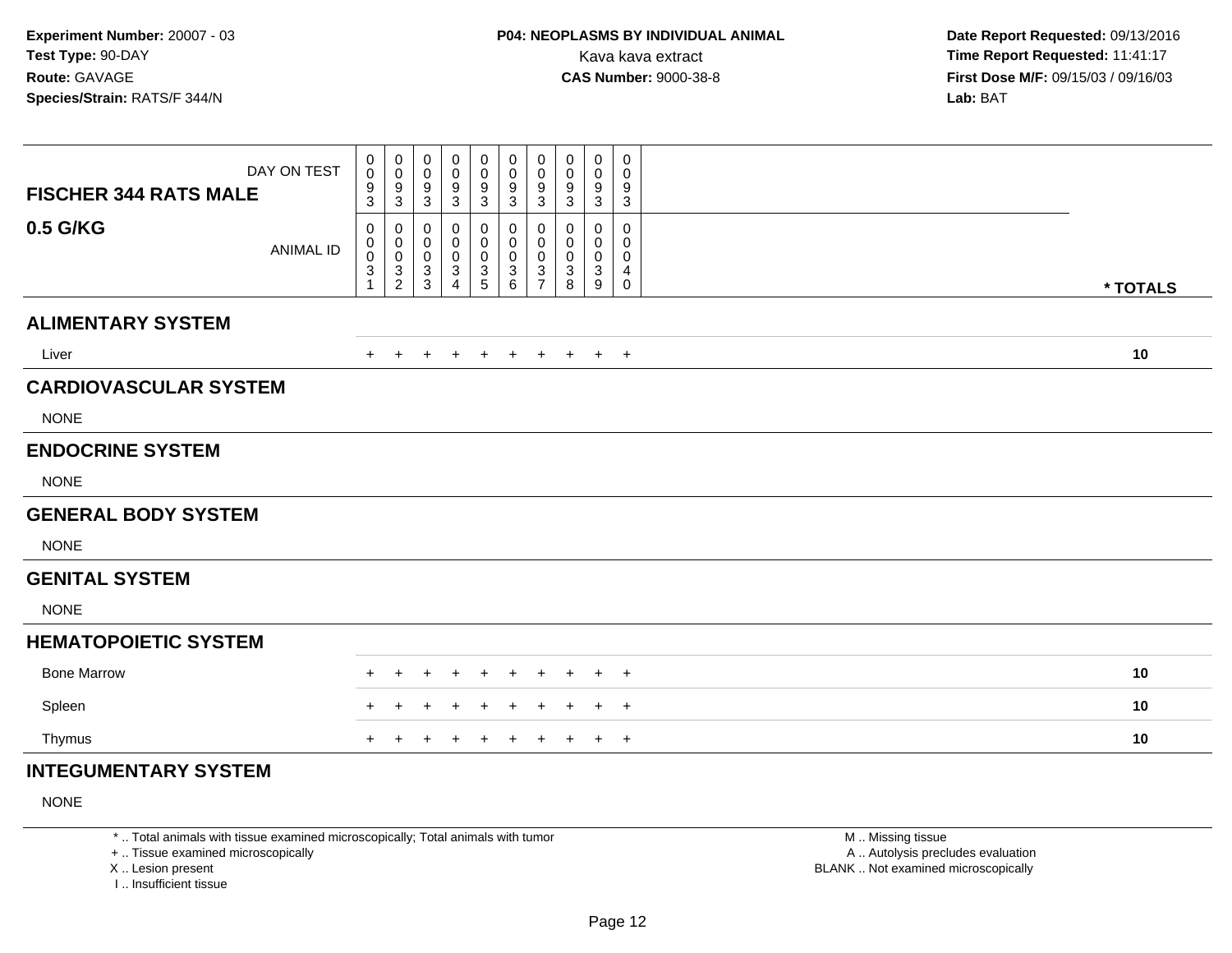**Experiment Number:** 20007 - 03
**Test Type:** 90-DAY
**Route:** GAVAGE
**Species/Strain:** RATS/F 344/N

**P04: NEOPLASMS BY INDIVIDUAL ANIMAL**
Kava kava extract
**CAS Number:** 9000-38-8

**Date Report Requested:** 09/13/2016
**Time Report Requested:** 11:41:17
**First Dose M/F:** 09/15/03 / 09/16/03
**Lab:** BAT

| **FISCHER 344 RATS MALE** DAY ON TEST | 0093 | 0093 | 0093 | 0093 | 0093 | 0093 | 0093 | 0093 | 0093 | 0093 | |
|---|---|---|---|---|---|---|---|---|---|---|---|
| **0.5 G/KG** ANIMAL ID | 00031 | 00032 | 00033 | 00034 | 00035 | 00036 | 00037 | 00038 | 00039 | 00040 | *** TOTALS** |
| **ALIMENTARY SYSTEM** | | | | | | | | | | | |
| Liver | + | + | + | + | + | + | + | + | + | + | **10** |
| **CARDIOVASCULAR SYSTEM** | | | | | | | | | | | |
| NONE | | | | | | | | | | | |
| **ENDOCRINE SYSTEM** | | | | | | | | | | | |
| NONE | | | | | | | | | | | |
| **GENERAL BODY SYSTEM** | | | | | | | | | | | |
| NONE | | | | | | | | | | | |
| **GENITAL SYSTEM** | | | | | | | | | | | |
| NONE | | | | | | | | | | | |
| **HEMATOPOIETIC SYSTEM** | | | | | | | | | | | |
| Bone Marrow | + | + | + | + | + | + | + | + | + | + | **10** |
| Spleen | + | + | + | + | + | + | + | + | + | + | **10** |
| Thymus | + | + | + | + | + | + | + | + | + | + | **10** |
| **INTEGUMENTARY SYSTEM** | | | | | | | | | | | |
| NONE | | | | | | | | | | | |

\* .. Total animals with tissue examined microscopically; Total animals with tumor
\+ .. Tissue examined microscopically
X .. Lesion present
I .. Insufficient tissue

M .. Missing tissue
A .. Autolysis precludes evaluation
BLANK .. Not examined microscopically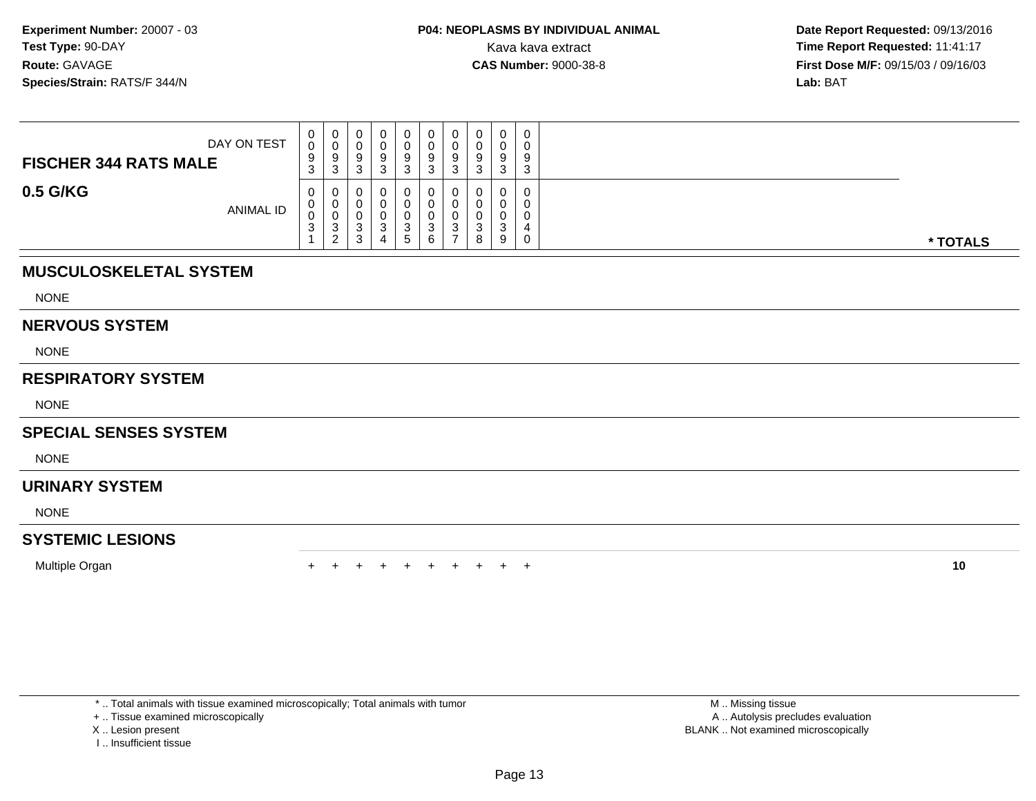**Experiment Number:** 20007 - 03
**Test Type:** 90-DAY
**Route:** GAVAGE
**Species/Strain:** RATS/F 344/N

**P04: NEOPLASMS BY INDIVIDUAL ANIMAL**
Kava kava extract
**CAS Number:** 9000-38-8

**Date Report Requested:** 09/13/2016
**Time Report Requested:** 11:41:17
**First Dose M/F:** 09/15/03 / 09/16/03
**Lab:** BAT

| **FISCHER 344 RATS MALE** DAY ON TEST | 0093 | 0093 | 0093 | 0093 | 0093 | 0093 | 0093 | 0093 | 0093 | 0093 | |
|---|---|---|---|---|---|---|---|---|---|---|---|
| **0.5 G/KG** ANIMAL ID | 00031 | 00032 | 00033 | 00034 | 00035 | 00036 | 00037 | 00038 | 00039 | 00040 | *** TOTALS** |
| **MUSCULOSKELETAL SYSTEM** | | | | | | | | | | | |
| NONE | | | | | | | | | | | |
| **NERVOUS SYSTEM** | | | | | | | | | | | |
| NONE | | | | | | | | | | | |
| **RESPIRATORY SYSTEM** | | | | | | | | | | | |
| NONE | | | | | | | | | | | |
| **SPECIAL SENSES SYSTEM** | | | | | | | | | | | |
| NONE | | | | | | | | | | | |
| **URINARY SYSTEM** | | | | | | | | | | | |
| NONE | | | | | | | | | | | |
| **SYSTEMIC LESIONS** | | | | | | | | | | | |
| Multiple Organ | + | + | + | + | + | + | + | + | + | + | **10** |

* .. Total animals with tissue examined microscopically; Total animals with tumor
+ .. Tissue examined microscopically
X .. Lesion present
I .. Insufficient tissue

M .. Missing tissue
A .. Autolysis precludes evaluation
BLANK .. Not examined microscopically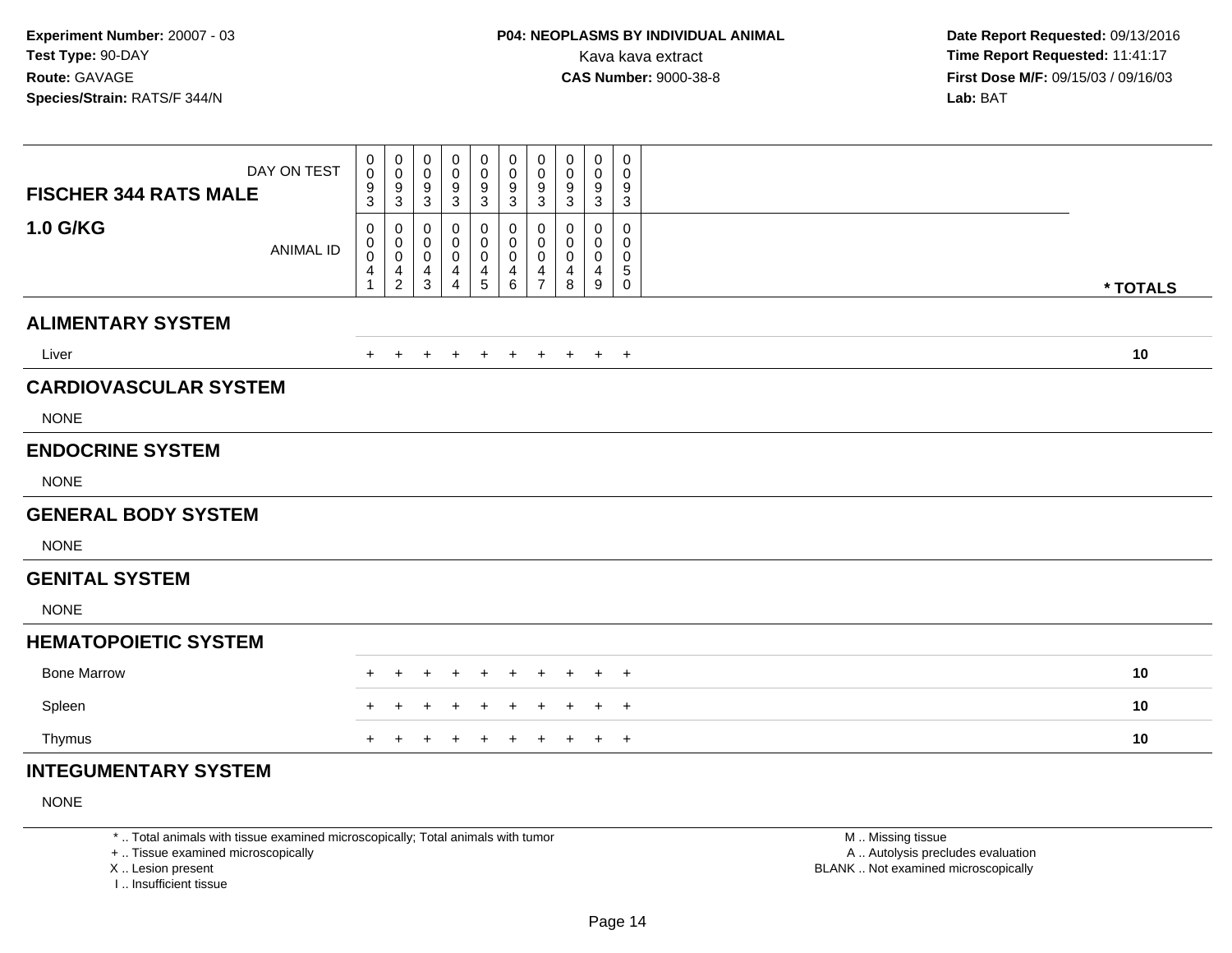**Experiment Number:** 20007 - 03
**Test Type:** 90-DAY
**Route:** GAVAGE
**Species/Strain:** RATS/F 344/N

**P04: NEOPLASMS BY INDIVIDUAL ANIMAL**
Kava kava extract
**CAS Number:** 9000-38-8

**Date Report Requested:** 09/13/2016
**Time Report Requested:** 11:41:17
**First Dose M/F:** 09/15/03 / 09/16/03
**Lab:** BAT

| FISCHER 344 RATS MALE — DAY ON TEST | 0093 | 0093 | 0093 | 0093 | 0093 | 0093 | 0093 | 0093 | 0093 | 0093 | |
|---|---|---|---|---|---|---|---|---|---|---|---|
| **1.0 G/KG** — ANIMAL ID | 00041 | 00042 | 00043 | 00044 | 00045 | 00046 | 00047 | 00048 | 00049 | 00050 | *** TOTALS** |
| **ALIMENTARY SYSTEM** | | | | | | | | | | | |
| Liver | + | + | + | + | + | + | + | + | + | + | **10** |
| **CARDIOVASCULAR SYSTEM** | | | | | | | | | | | |
| NONE | | | | | | | | | | | |
| **ENDOCRINE SYSTEM** | | | | | | | | | | | |
| NONE | | | | | | | | | | | |
| **GENERAL BODY SYSTEM** | | | | | | | | | | | |
| NONE | | | | | | | | | | | |
| **GENITAL SYSTEM** | | | | | | | | | | | |
| NONE | | | | | | | | | | | |
| **HEMATOPOIETIC SYSTEM** | | | | | | | | | | | |
| Bone Marrow | + | + | + | + | + | + | + | + | + | + | **10** |
| Spleen | + | + | + | + | + | + | + | + | + | + | **10** |
| Thymus | + | + | + | + | + | + | + | + | + | + | **10** |
| **INTEGUMENTARY SYSTEM** | | | | | | | | | | | |
| NONE | | | | | | | | | | | |

* .. Total animals with tissue examined microscopically; Total animals with tumor
+ .. Tissue examined microscopically
X .. Lesion present
I .. Insufficient tissue

M .. Missing tissue
A .. Autolysis precludes evaluation
BLANK .. Not examined microscopically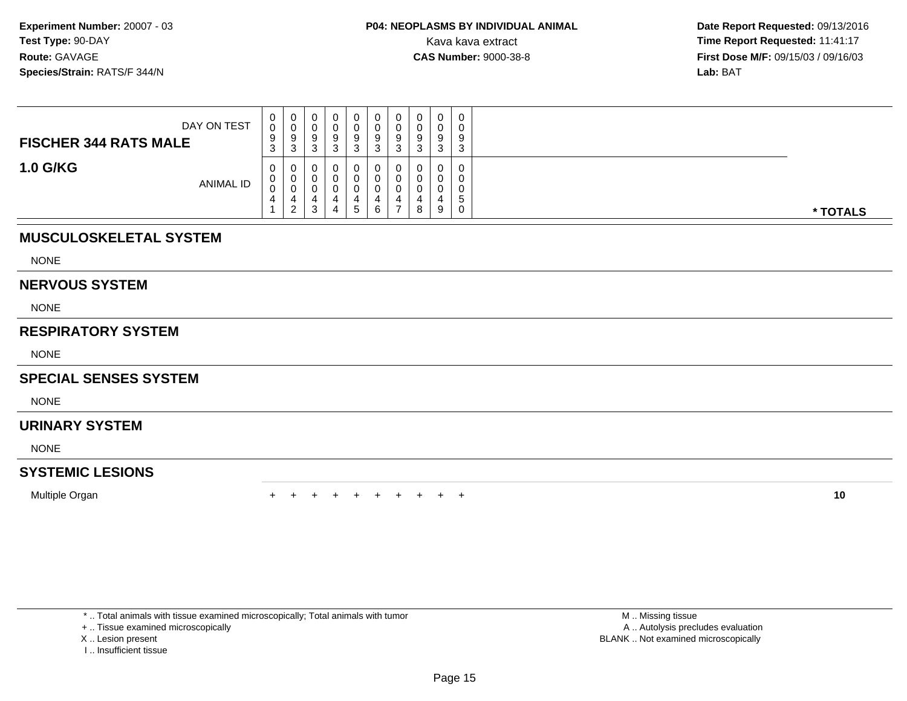**Experiment Number:** 20007 - 03
**Test Type:** 90-DAY
**Route:** GAVAGE
**Species/Strain:** RATS/F 344/N

**P04: NEOPLASMS BY INDIVIDUAL ANIMAL**
Kava kava extract
**CAS Number:** 9000-38-8

**Date Report Requested:** 09/13/2016
**Time Report Requested:** 11:41:17
**First Dose M/F:** 09/15/03 / 09/16/03
**Lab:** BAT

| FISCHER 344 RATS MALE / 1.0 G/KG | | | | | | | | | | | |
|---|---|---|---|---|---|---|---|---|---|---|---|
| DAY ON TEST | 0093 | 0093 | 0093 | 0093 | 0093 | 0093 | 0093 | 0093 | 0093 | 0093 | |
| ANIMAL ID | 00041 | 00042 | 00043 | 00044 | 00045 | 00046 | 00047 | 00048 | 00049 | 00050 | * TOTALS |
| **MUSCULOSKELETAL SYSTEM** | | | | | | | | | | | |
| NONE | | | | | | | | | | | |
| **NERVOUS SYSTEM** | | | | | | | | | | | |
| NONE | | | | | | | | | | | |
| **RESPIRATORY SYSTEM** | | | | | | | | | | | |
| NONE | | | | | | | | | | | |
| **SPECIAL SENSES SYSTEM** | | | | | | | | | | | |
| NONE | | | | | | | | | | | |
| **URINARY SYSTEM** | | | | | | | | | | | |
| NONE | | | | | | | | | | | |
| **SYSTEMIC LESIONS** | | | | | | | | | | | |
| Multiple Organ | + | + | + | + | + | + | + | + | + | + | **10** |

* .. Total animals with tissue examined microscopically; Total animals with tumor
+ .. Tissue examined microscopically
X .. Lesion present
I .. Insufficient tissue

M .. Missing tissue
A .. Autolysis precludes evaluation
BLANK .. Not examined microscopically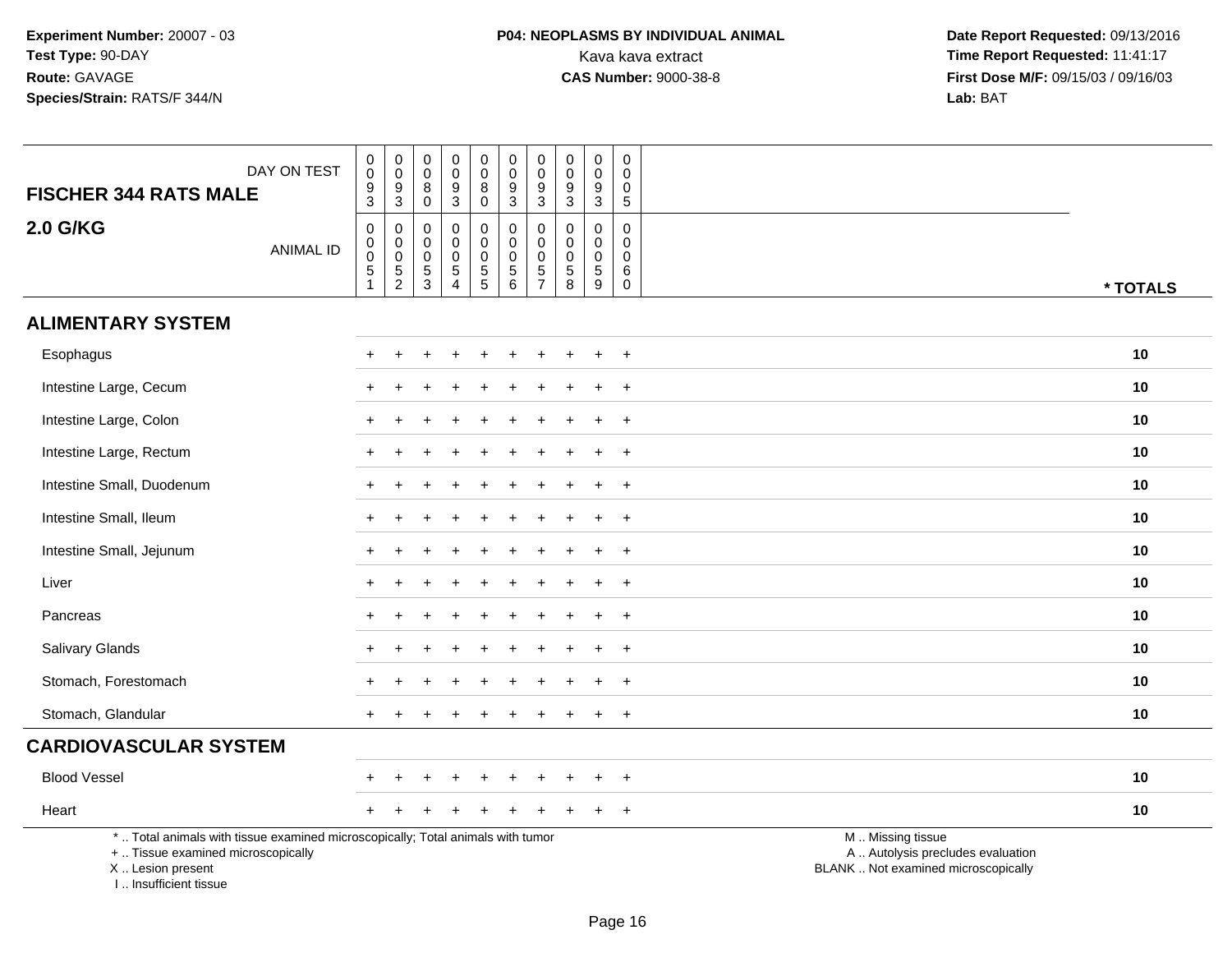**Experiment Number:** 20007 - 03
**Test Type:** 90-DAY
**Route:** GAVAGE
**Species/Strain:** RATS/F 344/N

**P04: NEOPLASMS BY INDIVIDUAL ANIMAL**
Kava kava extract
**CAS Number:** 9000-38-8

**Date Report Requested:** 09/13/2016
**Time Report Requested:** 11:41:17
**First Dose M/F:** 09/15/03 / 09/16/03
**Lab:** BAT

## FISCHER 344 RATS MALE

## 2.0 G/KG

| DAY ON TEST | 0093 | 0093 | 0080 | 0093 | 0080 | 0093 | 0093 | 0093 | 0093 | 0005 | |
|---|---|---|---|---|---|---|---|---|---|---|---|
| ANIMAL ID | 00051 | 00052 | 00053 | 00054 | 00055 | 00056 | 00057 | 00058 | 00059 | 00060 | * TOTALS |
| **ALIMENTARY SYSTEM** | | | | | | | | | | | |
| Esophagus | + | + | + | + | + | + | + | + | + | + | 10 |
| Intestine Large, Cecum | + | + | + | + | + | + | + | + | + | + | 10 |
| Intestine Large, Colon | + | + | + | + | + | + | + | + | + | + | 10 |
| Intestine Large, Rectum | + | + | + | + | + | + | + | + | + | + | 10 |
| Intestine Small, Duodenum | + | + | + | + | + | + | + | + | + | + | 10 |
| Intestine Small, Ileum | + | + | + | + | + | + | + | + | + | + | 10 |
| Intestine Small, Jejunum | + | + | + | + | + | + | + | + | + | + | 10 |
| Liver | + | + | + | + | + | + | + | + | + | + | 10 |
| Pancreas | + | + | + | + | + | + | + | + | + | + | 10 |
| Salivary Glands | + | + | + | + | + | + | + | + | + | + | 10 |
| Stomach, Forestomach | + | + | + | + | + | + | + | + | + | + | 10 |
| Stomach, Glandular | + | + | + | + | + | + | + | + | + | + | 10 |
| **CARDIOVASCULAR SYSTEM** | | | | | | | | | | | |
| Blood Vessel | + | + | + | + | + | + | + | + | + | + | 10 |
| Heart | + | + | + | + | + | + | + | + | + | + | 10 |

* .. Total animals with tissue examined microscopically; Total animals with tumor
+ .. Tissue examined microscopically
X .. Lesion present
I .. Insufficient tissue

M .. Missing tissue
A .. Autolysis precludes evaluation
BLANK .. Not examined microscopically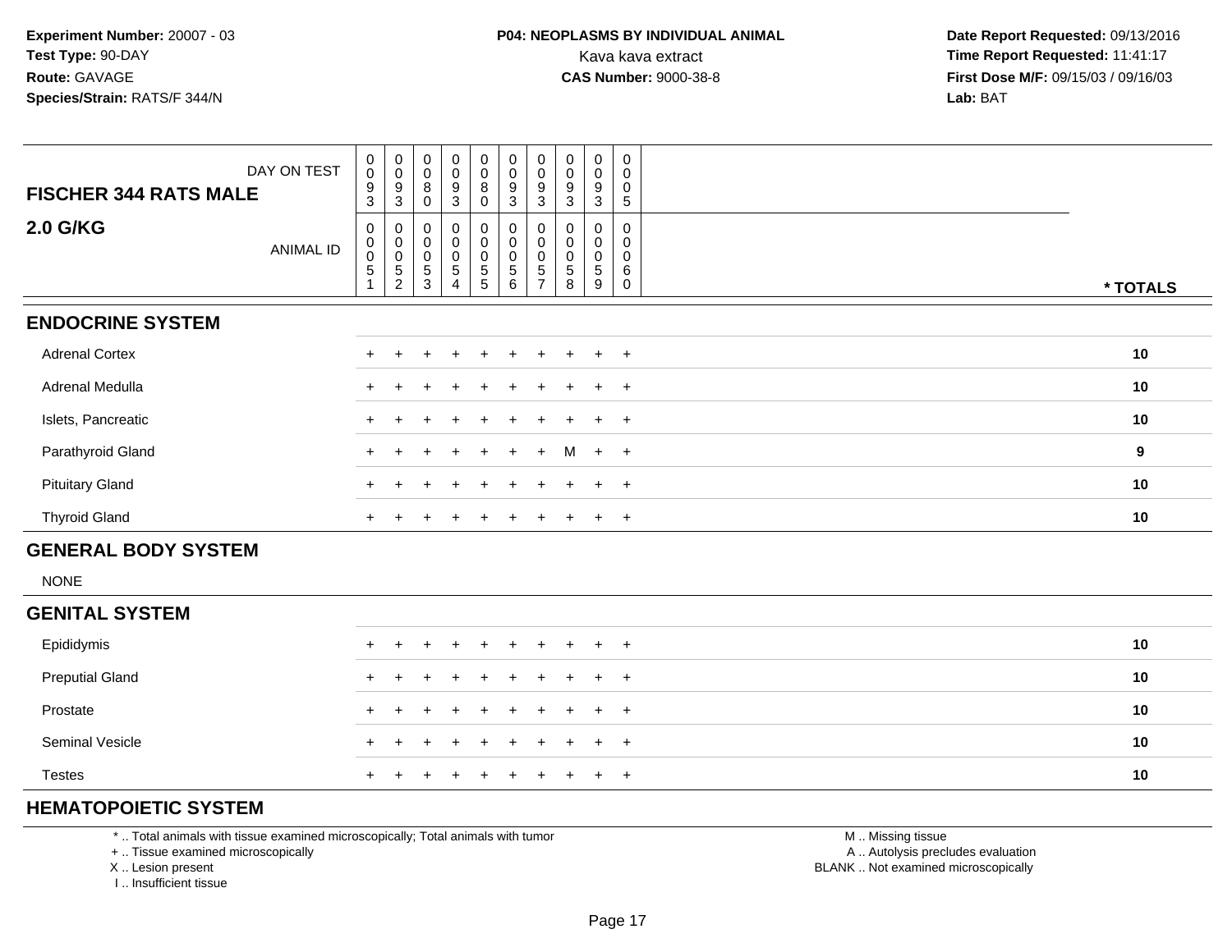**Experiment Number:** 20007 - 03
**Test Type:** 90-DAY
**Route:** GAVAGE
**Species/Strain:** RATS/F 344/N

**P04: NEOPLASMS BY INDIVIDUAL ANIMAL**
Kava kava extract
**CAS Number:** 9000-38-8

**Date Report Requested:** 09/13/2016
**Time Report Requested:** 11:41:17
**First Dose M/F:** 09/15/03 / 09/16/03
**Lab:** BAT

| FISCHER 344 RATS MALE / 2.0 G/KG | | | | | | | | | | | |
|---|---|---|---|---|---|---|---|---|---|---|---|
| DAY ON TEST | 0093 | 0093 | 0080 | 0093 | 0080 | 0093 | 0093 | 0093 | 0093 | 0005 | |
| ANIMAL ID | 00051 | 00052 | 00053 | 00054 | 00055 | 00056 | 00057 | 00058 | 00059 | 00060 | * TOTALS |
| **ENDOCRINE SYSTEM** | | | | | | | | | | | |
| Adrenal Cortex | + | + | + | + | + | + | + | + | + | + | 10 |
| Adrenal Medulla | + | + | + | + | + | + | + | + | + | + | 10 |
| Islets, Pancreatic | + | + | + | + | + | + | + | + | + | + | 10 |
| Parathyroid Gland | + | + | + | + | + | + | + | M | + | + | 9 |
| Pituitary Gland | + | + | + | + | + | + | + | + | + | + | 10 |
| Thyroid Gland | + | + | + | + | + | + | + | + | + | + | 10 |
| **GENERAL BODY SYSTEM** | | | | | | | | | | | |
| NONE | | | | | | | | | | | |
| **GENITAL SYSTEM** | | | | | | | | | | | |
| Epididymis | + | + | + | + | + | + | + | + | + | + | 10 |
| Preputial Gland | + | + | + | + | + | + | + | + | + | + | 10 |
| Prostate | + | + | + | + | + | + | + | + | + | + | 10 |
| Seminal Vesicle | + | + | + | + | + | + | + | + | + | + | 10 |
| Testes | + | + | + | + | + | + | + | + | + | + | 10 |
| **HEMATOPOIETIC SYSTEM** | | | | | | | | | | | |

\* .. Total animals with tissue examined microscopically; Total animals with tumor
\+ .. Tissue examined microscopically
X .. Lesion present
I .. Insufficient tissue

M .. Missing tissue
A .. Autolysis precludes evaluation
BLANK .. Not examined microscopically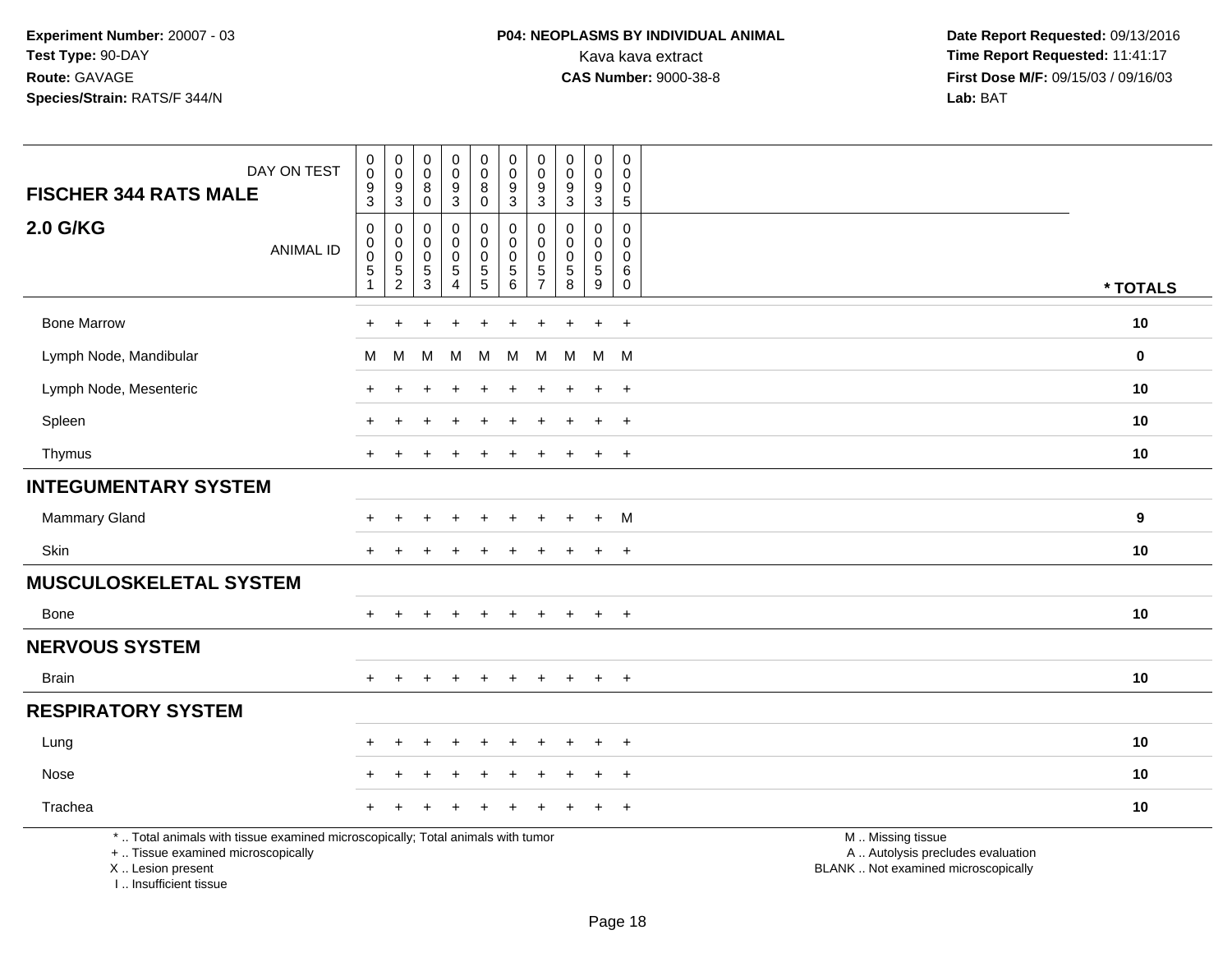Experiment Number: 20007 - 03
Test Type: 90-DAY
Route: GAVAGE
Species/Strain: RATS/F 344/N

**P04: NEOPLASMS BY INDIVIDUAL ANIMAL**
Kava kava extract
**CAS Number:** 9000-38-8

Date Report Requested: 09/13/2016
Time Report Requested: 11:41:17
First Dose M/F: 09/15/03 / 09/16/03
Lab: BAT

| FISCHER 344 RATS MALE — DAY ON TEST | 0093 | 0093 | 0080 | 0093 | 0080 | 0093 | 0093 | 0093 | 0093 | 0005 | |
|---|---|---|---|---|---|---|---|---|---|---|---|
| **2.0 G/KG** — ANIMAL ID | 0051 | 0052 | 0053 | 0054 | 0055 | 0056 | 0057 | 0058 | 0059 | 0060 | *** TOTALS** |
| Bone Marrow | + | + | + | + | + | + | + | + | + | + | **10** |
| Lymph Node, Mandibular | M | M | M | M | M | M | M | M | M | M | **0** |
| Lymph Node, Mesenteric | + | + | + | + | + | + | + | + | + | + | **10** |
| Spleen | + | + | + | + | + | + | + | + | + | + | **10** |
| Thymus | + | + | + | + | + | + | + | + | + | + | **10** |
| **INTEGUMENTARY SYSTEM** | | | | | | | | | | | |
| Mammary Gland | + | + | + | + | + | + | + | + | + | M | **9** |
| Skin | + | + | + | + | + | + | + | + | + | + | **10** |
| **MUSCULOSKELETAL SYSTEM** | | | | | | | | | | | |
| Bone | + | + | + | + | + | + | + | + | + | + | **10** |
| **NERVOUS SYSTEM** | | | | | | | | | | | |
| Brain | + | + | + | + | + | + | + | + | + | + | **10** |
| **RESPIRATORY SYSTEM** | | | | | | | | | | | |
| Lung | + | + | + | + | + | + | + | + | + | + | **10** |
| Nose | + | + | + | + | + | + | + | + | + | + | **10** |
| Trachea | + | + | + | + | + | + | + | + | + | + | **10** |

* .. Total animals with tissue examined microscopically; Total animals with tumor
+ .. Tissue examined microscopically
X .. Lesion present
I .. Insufficient tissue

M .. Missing tissue
A .. Autolysis precludes evaluation
BLANK .. Not examined microscopically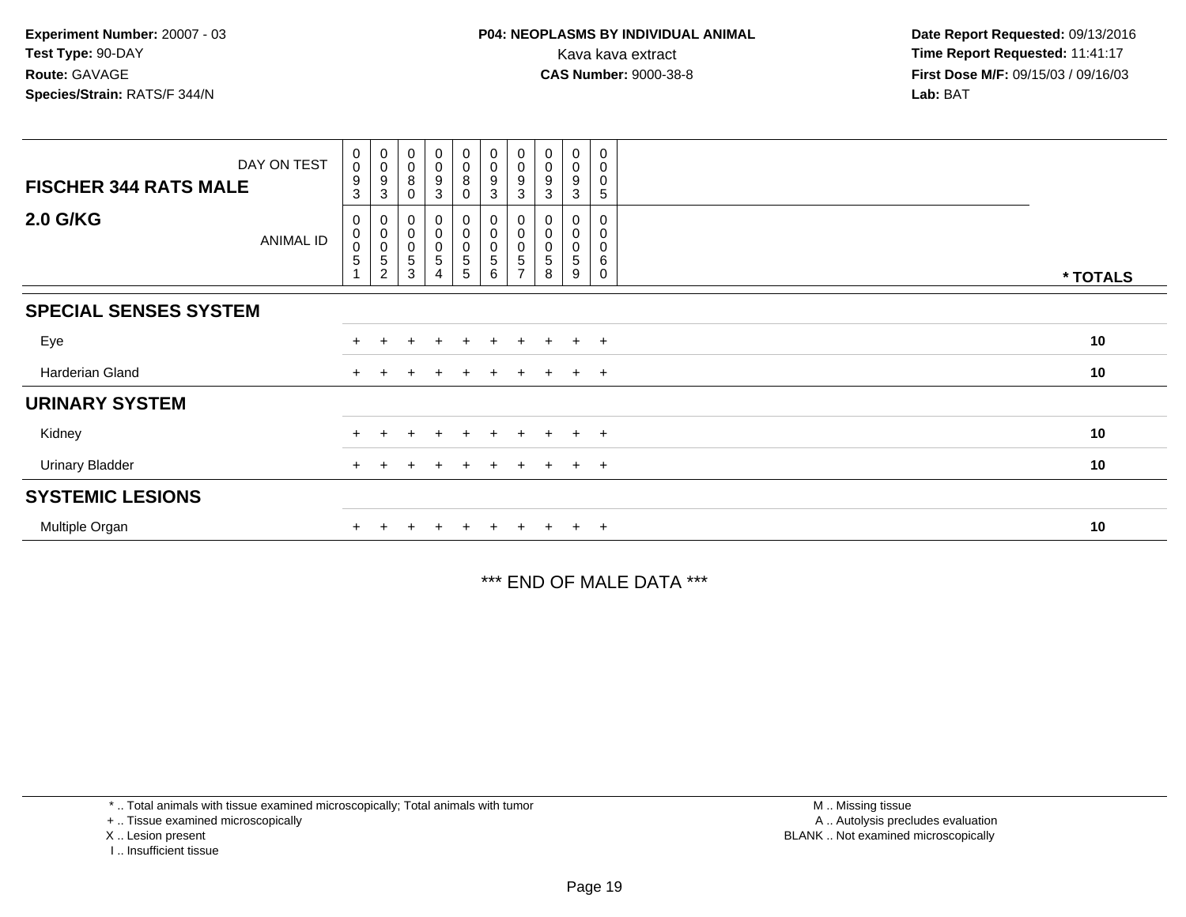**Experiment Number:** 20007 - 03
**Test Type:** 90-DAY
**Route:** GAVAGE
**Species/Strain:** RATS/F 344/N

**P04: NEOPLASMS BY INDIVIDUAL ANIMAL**
Kava kava extract
**CAS Number:** 9000-38-8

**Date Report Requested:** 09/13/2016
**Time Report Requested:** 11:41:17
**First Dose M/F:** 09/15/03 / 09/16/03
**Lab:** BAT

| FISCHER 344 RATS MALE — DAY ON TEST | 0093 | 0093 | 0080 | 0093 | 0080 | 0093 | 0093 | 0093 | 0093 | 0005 | |
|---|---|---|---|---|---|---|---|---|---|---|---|
| **2.0 G/KG** — ANIMAL ID | 00051 | 00052 | 00053 | 00054 | 00055 | 00056 | 00057 | 00058 | 00059 | 00060 | *** TOTALS** |
| **SPECIAL SENSES SYSTEM** | | | | | | | | | | | |
| Eye | + | + | + | + | + | + | + | + | + | + | **10** |
| Harderian Gland | + | + | + | + | + | + | + | + | + | + | **10** |
| **URINARY SYSTEM** | | | | | | | | | | | |
| Kidney | + | + | + | + | + | + | + | + | + | + | **10** |
| Urinary Bladder | + | + | + | + | + | + | + | + | + | + | **10** |
| **SYSTEMIC LESIONS** | | | | | | | | | | | |
| Multiple Organ | + | + | + | + | + | + | + | + | + | + | **10** |

*** END OF MALE DATA ***

* .. Total animals with tissue examined microscopically; Total animals with tumor
+ .. Tissue examined microscopically
X .. Lesion present
I .. Insufficient tissue

M .. Missing tissue
A .. Autolysis precludes evaluation
BLANK .. Not examined microscopically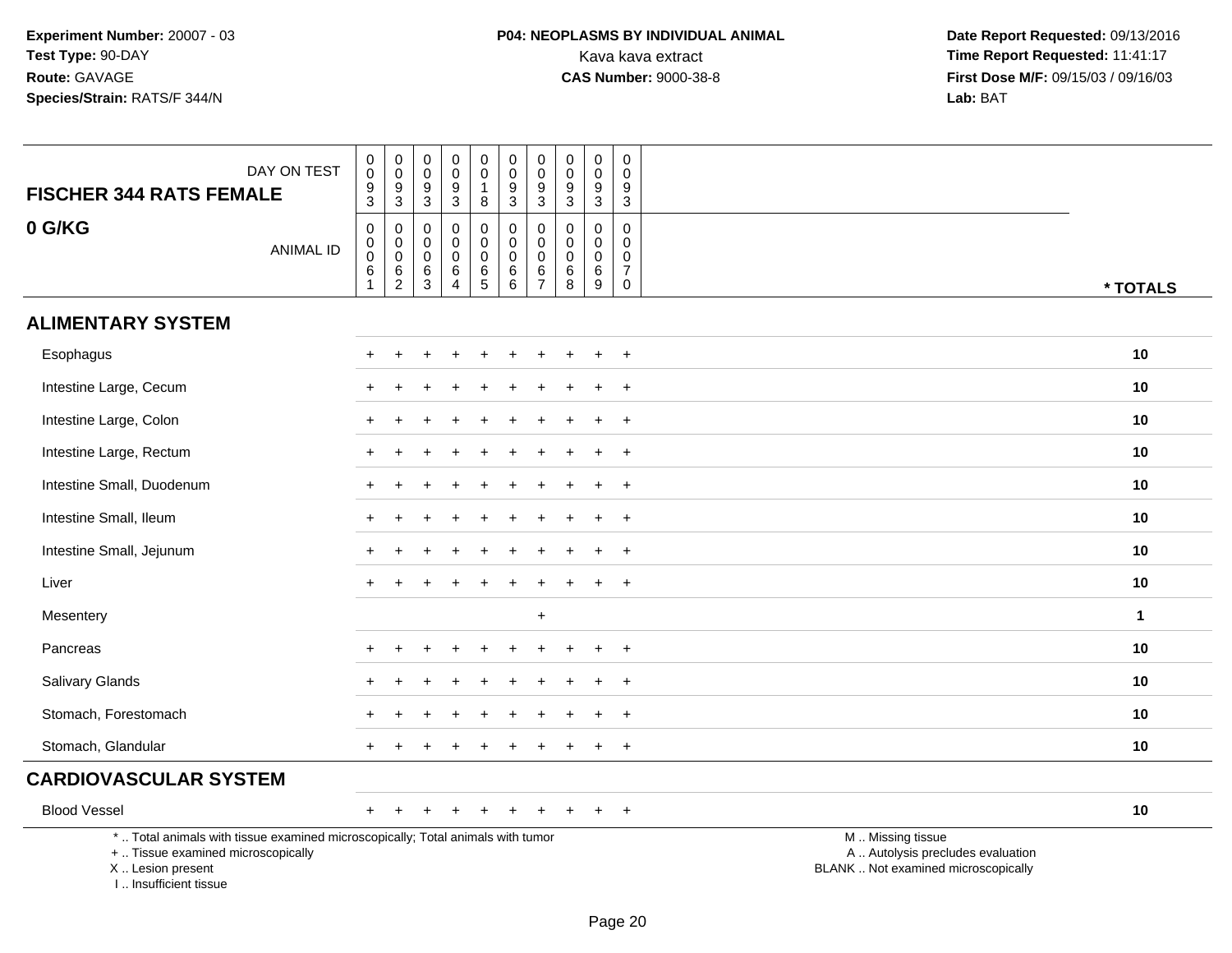Experiment Number: 20007 - 03
Test Type: 90-DAY
Route: GAVAGE
Species/Strain: RATS/F 344/N

**P04: NEOPLASMS BY INDIVIDUAL ANIMAL**
Kava kava extract
**CAS Number:** 9000-38-8

Date Report Requested: 09/13/2016
Time Report Requested: 11:41:17
First Dose M/F: 09/15/03 / 09/16/03
Lab: BAT

| FISCHER 344 RATS FEMALE — DAY ON TEST | 0093 | 0093 | 0093 | 0093 | 0018 | 0093 | 0093 | 0093 | 0093 | 0093 | |
|---|---|---|---|---|---|---|---|---|---|---|---|
| **0 G/KG** — ANIMAL ID | 00061 | 00062 | 00063 | 00064 | 00065 | 00066 | 00067 | 00068 | 00069 | 00070 | *** TOTALS** |
| **ALIMENTARY SYSTEM** | | | | | | | | | | | |
| Esophagus | + | + | + | + | + | + | + | + | + | + | **10** |
| Intestine Large, Cecum | + | + | + | + | + | + | + | + | + | + | **10** |
| Intestine Large, Colon | + | + | + | + | + | + | + | + | + | + | **10** |
| Intestine Large, Rectum | + | + | + | + | + | + | + | + | + | + | **10** |
| Intestine Small, Duodenum | + | + | + | + | + | + | + | + | + | + | **10** |
| Intestine Small, Ileum | + | + | + | + | + | + | + | + | + | + | **10** |
| Intestine Small, Jejunum | + | + | + | + | + | + | + | + | + | + | **10** |
| Liver | + | + | + | + | + | + | + | + | + | + | **10** |
| Mesentery | | | | | | | + | | | | **1** |
| Pancreas | + | + | + | + | + | + | + | + | + | + | **10** |
| Salivary Glands | + | + | + | + | + | + | + | + | + | + | **10** |
| Stomach, Forestomach | + | + | + | + | + | + | + | + | + | + | **10** |
| Stomach, Glandular | + | + | + | + | + | + | + | + | + | + | **10** |
| **CARDIOVASCULAR SYSTEM** | | | | | | | | | | | |
| Blood Vessel | + | + | + | + | + | + | + | + | + | + | **10** |

* .. Total animals with tissue examined microscopically; Total animals with tumor
+ .. Tissue examined microscopically
X .. Lesion present
I .. Insufficient tissue

M .. Missing tissue
A .. Autolysis precludes evaluation
BLANK .. Not examined microscopically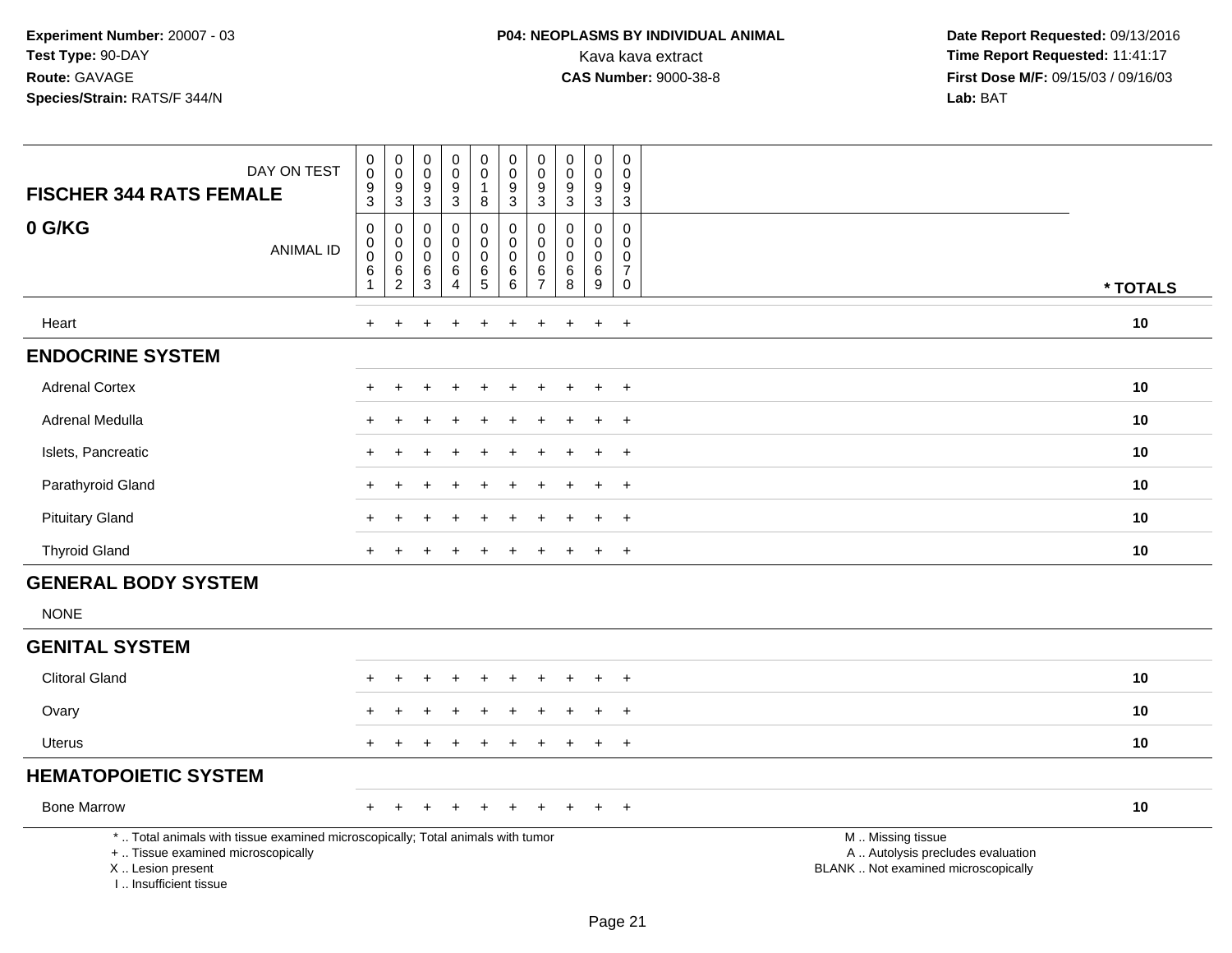**Experiment Number:** 20007 - 03
**Test Type:** 90-DAY
**Route:** GAVAGE
**Species/Strain:** RATS/F 344/N

**P04: NEOPLASMS BY INDIVIDUAL ANIMAL**
Kava kava extract
**CAS Number:** 9000-38-8

**Date Report Requested:** 09/13/2016
**Time Report Requested:** 11:41:17
**First Dose M/F:** 09/15/03 / 09/16/03
**Lab:** BAT

| **FISCHER 344 RATS FEMALE** DAY ON TEST | 0093 | 0093 | 0093 | 0093 | 0018 | 0093 | 0093 | 0093 | 0093 | 0093 | |
|---|---|---|---|---|---|---|---|---|---|---|---|
| **0 G/KG** ANIMAL ID | 00061 | 00062 | 00063 | 00064 | 00065 | 00066 | 00067 | 00068 | 00069 | 00070 | *** TOTALS** |
| Heart | + | + | + | + | + | + | + | + | + | + | **10** |
| **ENDOCRINE SYSTEM** | | | | | | | | | | | |
| Adrenal Cortex | + | + | + | + | + | + | + | + | + | + | **10** |
| Adrenal Medulla | + | + | + | + | + | + | + | + | + | + | **10** |
| Islets, Pancreatic | + | + | + | + | + | + | + | + | + | + | **10** |
| Parathyroid Gland | + | + | + | + | + | + | + | + | + | + | **10** |
| Pituitary Gland | + | + | + | + | + | + | + | + | + | + | **10** |
| Thyroid Gland | + | + | + | + | + | + | + | + | + | + | **10** |
| **GENERAL BODY SYSTEM** | | | | | | | | | | | |
| NONE | | | | | | | | | | | |
| **GENITAL SYSTEM** | | | | | | | | | | | |
| Clitoral Gland | + | + | + | + | + | + | + | + | + | + | **10** |
| Ovary | + | + | + | + | + | + | + | + | + | + | **10** |
| Uterus | + | + | + | + | + | + | + | + | + | + | **10** |
| **HEMATOPOIETIC SYSTEM** | | | | | | | | | | | |
| Bone Marrow | + | + | + | + | + | + | + | + | + | + | **10** |

\* .. Total animals with tissue examined microscopically; Total animals with tumor
\+ .. Tissue examined microscopically
X .. Lesion present
I .. Insufficient tissue

M .. Missing tissue
A .. Autolysis precludes evaluation
BLANK .. Not examined microscopically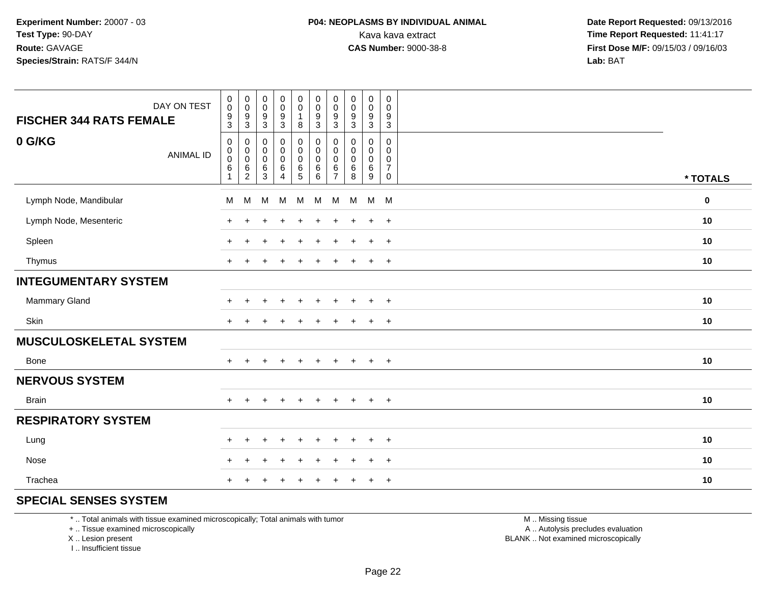**Experiment Number:** 20007 - 03
**Test Type:** 90-DAY
**Route:** GAVAGE
**Species/Strain:** RATS/F 344/N

**P04: NEOPLASMS BY INDIVIDUAL ANIMAL**
Kava kava extract
**CAS Number:** 9000-38-8

**Date Report Requested:** 09/13/2016
**Time Report Requested:** 11:41:17
**First Dose M/F:** 09/15/03 / 09/16/03
**Lab:** BAT

## FISCHER 344 RATS FEMALE

## 0 G/KG

| DAY ON TEST | 0093 | 0093 | 0093 | 0093 | 0018 | 0093 | 0093 | 0093 | 0093 | 0093 | |
|---|---|---|---|---|---|---|---|---|---|---|---|
| ANIMAL ID | 00061 | 00062 | 00063 | 00064 | 00065 | 00066 | 00067 | 00068 | 00069 | 00070 | * TOTALS |
| Lymph Node, Mandibular | M | M | M | M | M | M | M | M | M | M | 0 |
| Lymph Node, Mesenteric | + | + | + | + | + | + | + | + | + | + | 10 |
| Spleen | + | + | + | + | + | + | + | + | + | + | 10 |
| Thymus | + | + | + | + | + | + | + | + | + | + | 10 |
| **INTEGUMENTARY SYSTEM** | | | | | | | | | | | |
| Mammary Gland | + | + | + | + | + | + | + | + | + | + | 10 |
| Skin | + | + | + | + | + | + | + | + | + | + | 10 |
| **MUSCULOSKELETAL SYSTEM** | | | | | | | | | | | |
| Bone | + | + | + | + | + | + | + | + | + | + | 10 |
| **NERVOUS SYSTEM** | | | | | | | | | | | |
| Brain | + | + | + | + | + | + | + | + | + | + | 10 |
| **RESPIRATORY SYSTEM** | | | | | | | | | | | |
| Lung | + | + | + | + | + | + | + | + | + | + | 10 |
| Nose | + | + | + | + | + | + | + | + | + | + | 10 |
| Trachea | + | + | + | + | + | + | + | + | + | + | 10 |
| **SPECIAL SENSES SYSTEM** | | | | | | | | | | | |

* .. Total animals with tissue examined microscopically; Total animals with tumor
+ .. Tissue examined microscopically
X .. Lesion present
I .. Insufficient tissue

M .. Missing tissue
A .. Autolysis precludes evaluation
BLANK .. Not examined microscopically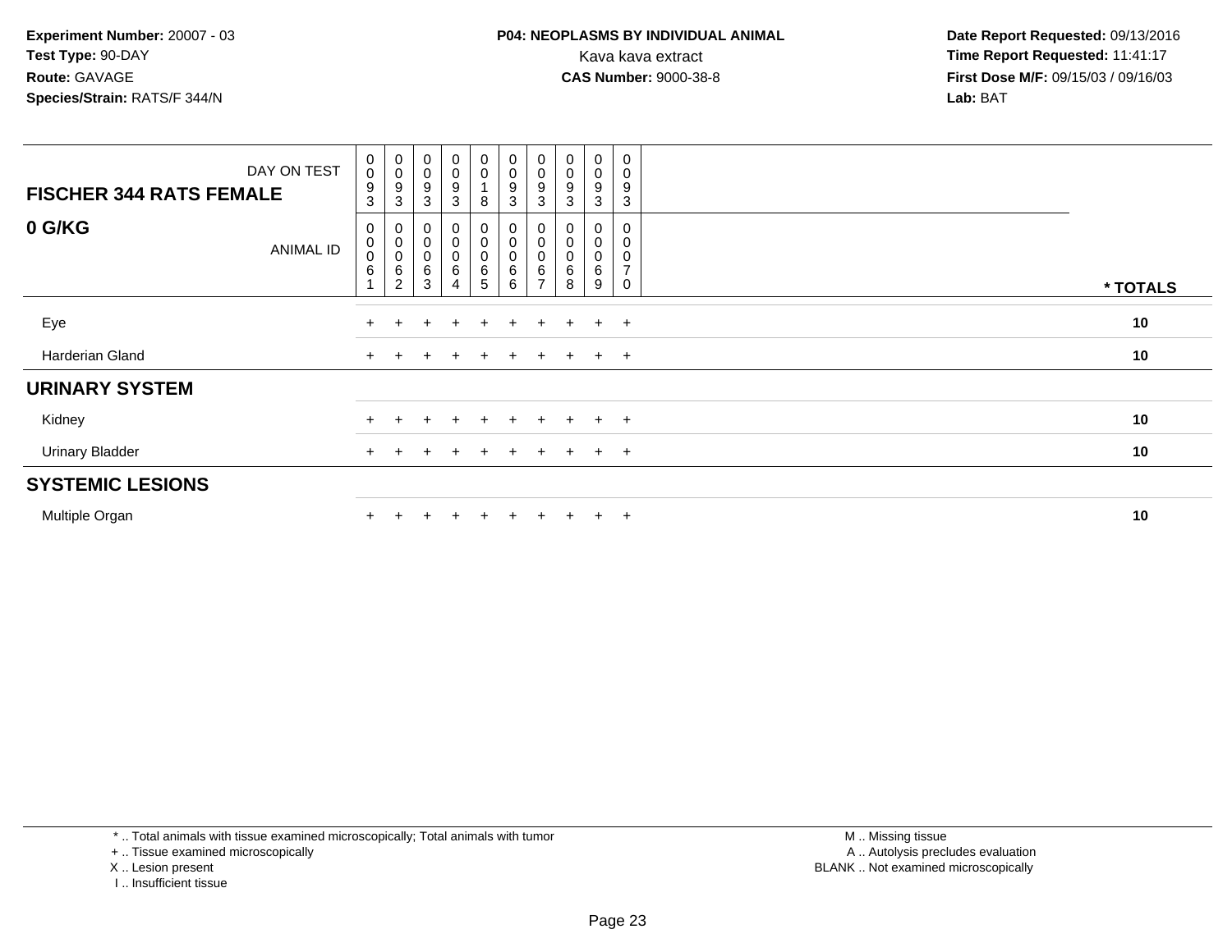**Experiment Number:** 20007 - 03
**Test Type:** 90-DAY
**Route:** GAVAGE
**Species/Strain:** RATS/F 344/N

**P04: NEOPLASMS BY INDIVIDUAL ANIMAL**
Kava kava extract
**CAS Number:** 9000-38-8

**Date Report Requested:** 09/13/2016
**Time Report Requested:** 11:41:17
**First Dose M/F:** 09/15/03 / 09/16/03
**Lab:** BAT

| **FISCHER 344 RATS FEMALE** DAY ON TEST | 0093 | 0093 | 0093 | 0093 | 0018 | 0093 | 0093 | 0093 | 0093 | 0093 | |
|---|---|---|---|---|---|---|---|---|---|---|---|
| **0 G/KG** ANIMAL ID | 00061 | 00062 | 00063 | 00064 | 00065 | 00066 | 00067 | 00068 | 00069 | 00070 | *** TOTALS** |
| Eye | + | + | + | + | + | + | + | + | + | + | **10** |
| Harderian Gland | + | + | + | + | + | + | + | + | + | + | **10** |
| **URINARY SYSTEM** | | | | | | | | | | | |
| Kidney | + | + | + | + | + | + | + | + | + | + | **10** |
| Urinary Bladder | + | + | + | + | + | + | + | + | + | + | **10** |
| **SYSTEMIC LESIONS** | | | | | | | | | | | |
| Multiple Organ | + | + | + | + | + | + | + | + | + | + | **10** |

* .. Total animals with tissue examined microscopically; Total animals with tumor
+ .. Tissue examined microscopically
X .. Lesion present
I .. Insufficient tissue

M .. Missing tissue
A .. Autolysis precludes evaluation
BLANK .. Not examined microscopically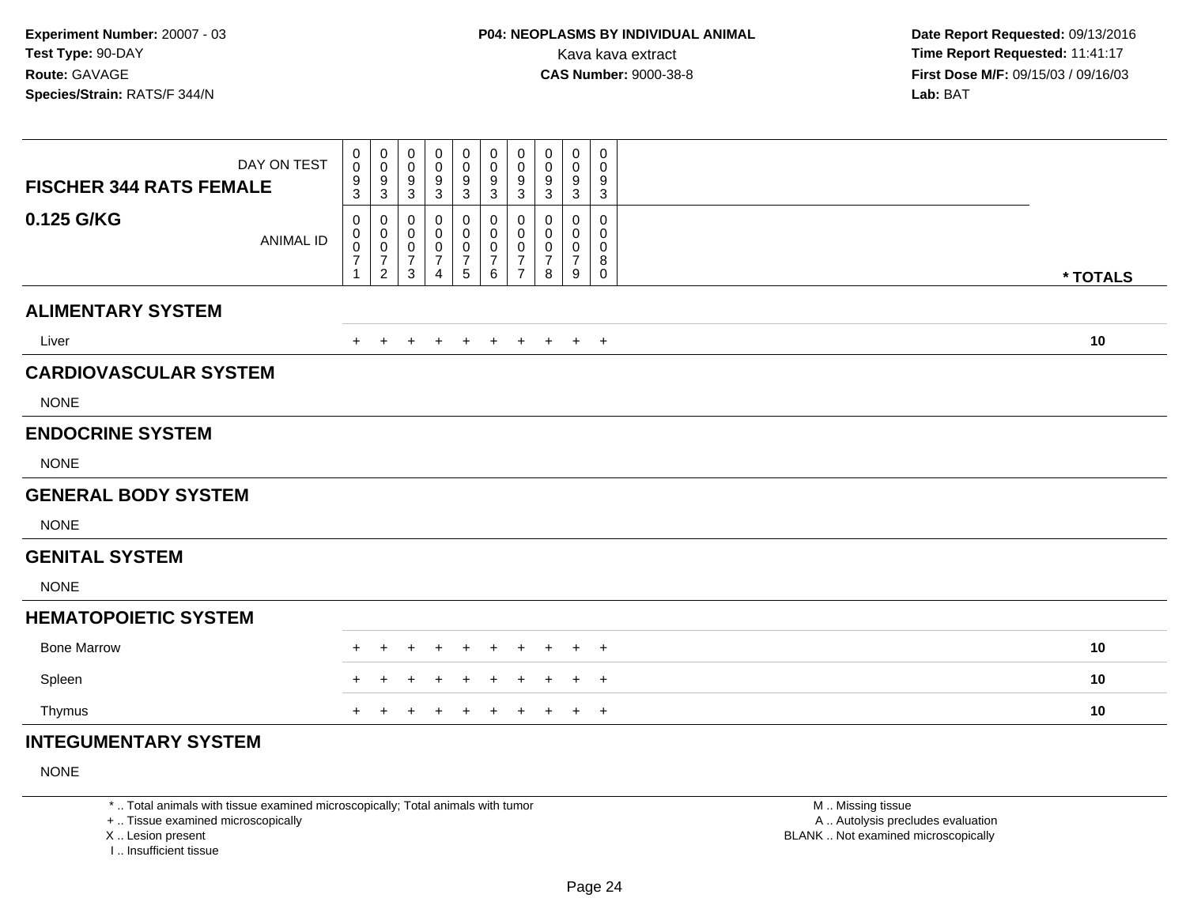**Experiment Number:** 20007 - 03
**Test Type:** 90-DAY
**Route:** GAVAGE
**Species/Strain:** RATS/F 344/N

**P04: NEOPLASMS BY INDIVIDUAL ANIMAL**
Kava kava extract
**CAS Number:** 9000-38-8

**Date Report Requested:** 09/13/2016
**Time Report Requested:** 11:41:17
**First Dose M/F:** 09/15/03 / 09/16/03
**Lab:** BAT

| FISCHER 344 RATS FEMALE 0.125 G/KG | | | | | | | | | | | |
|---|---|---|---|---|---|---|---|---|---|---|---|
| DAY ON TEST | 0093 | 0093 | 0093 | 0093 | 0093 | 0093 | 0093 | 0093 | 0093 | 0093 | |
| ANIMAL ID | 00071 | 00072 | 00073 | 00074 | 00075 | 00076 | 00077 | 00078 | 00079 | 00080 | * TOTALS |
| **ALIMENTARY SYSTEM** | | | | | | | | | | | |
| Liver | + | + | + | + | + | + | + | + | + | + | 10 |
| **CARDIOVASCULAR SYSTEM** | | | | | | | | | | | |
| NONE | | | | | | | | | | | |
| **ENDOCRINE SYSTEM** | | | | | | | | | | | |
| NONE | | | | | | | | | | | |
| **GENERAL BODY SYSTEM** | | | | | | | | | | | |
| NONE | | | | | | | | | | | |
| **GENITAL SYSTEM** | | | | | | | | | | | |
| NONE | | | | | | | | | | | |
| **HEMATOPOIETIC SYSTEM** | | | | | | | | | | | |
| Bone Marrow | + | + | + | + | + | + | + | + | + | + | 10 |
| Spleen | + | + | + | + | + | + | + | + | + | + | 10 |
| Thymus | + | + | + | + | + | + | + | + | + | + | 10 |
| **INTEGUMENTARY SYSTEM** | | | | | | | | | | | |
| NONE | | | | | | | | | | | |

\* .. Total animals with tissue examined microscopically; Total animals with tumor
\+ .. Tissue examined microscopically
X .. Lesion present
I .. Insufficient tissue

M .. Missing tissue
A .. Autolysis precludes evaluation
BLANK .. Not examined microscopically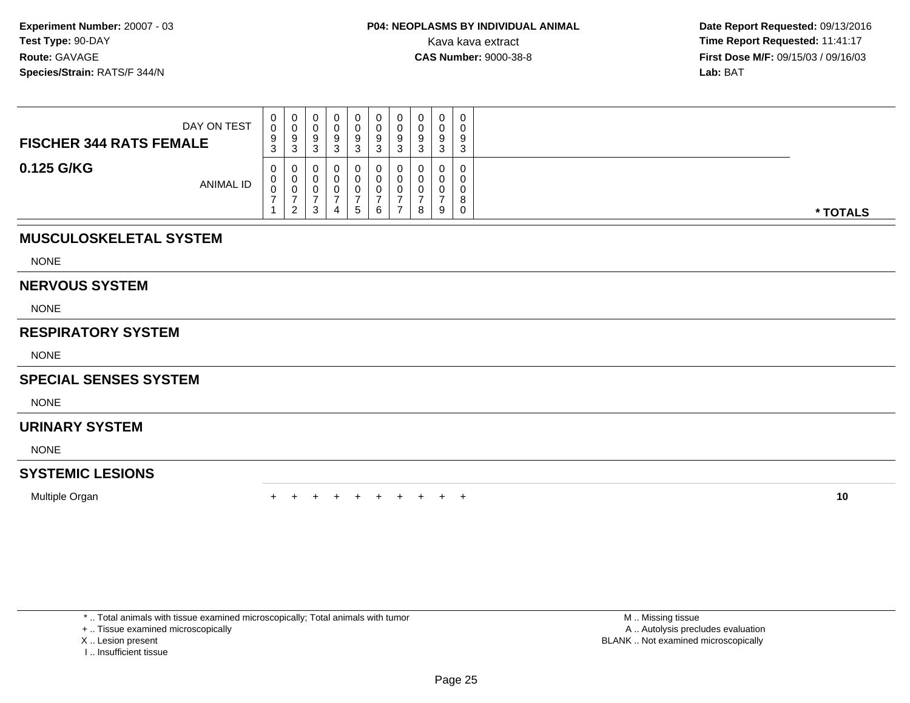**Experiment Number:** 20007 - 03
**Test Type:** 90-DAY
**Route:** GAVAGE
**Species/Strain:** RATS/F 344/N

**P04: NEOPLASMS BY INDIVIDUAL ANIMAL**
Kava kava extract
**CAS Number:** 9000-38-8

**Date Report Requested:** 09/13/2016
**Time Report Requested:** 11:41:17
**First Dose M/F:** 09/15/03 / 09/16/03
**Lab:** BAT

| FISCHER 344 RATS FEMALE — DAY ON TEST | 0093 | 0093 | 0093 | 0093 | 0093 | 0093 | 0093 | 0093 | 0093 | 0093 | |
|---|---|---|---|---|---|---|---|---|---|---|---|
| **0.125 G/KG** — ANIMAL ID | 00071 | 00072 | 00073 | 00074 | 00075 | 00076 | 00077 | 00078 | 00079 | 00080 | *** TOTALS** |
| **MUSCULOSKELETAL SYSTEM** | | | | | | | | | | | |
| NONE | | | | | | | | | | | |
| **NERVOUS SYSTEM** | | | | | | | | | | | |
| NONE | | | | | | | | | | | |
| **RESPIRATORY SYSTEM** | | | | | | | | | | | |
| NONE | | | | | | | | | | | |
| **SPECIAL SENSES SYSTEM** | | | | | | | | | | | |
| NONE | | | | | | | | | | | |
| **URINARY SYSTEM** | | | | | | | | | | | |
| NONE | | | | | | | | | | | |
| **SYSTEMIC LESIONS** | | | | | | | | | | | |
| Multiple Organ | + | + | + | + | + | + | + | + | + | + | **10** |

* .. Total animals with tissue examined microscopically; Total animals with tumor
+ .. Tissue examined microscopically
X .. Lesion present
I .. Insufficient tissue

M .. Missing tissue
A .. Autolysis precludes evaluation
BLANK .. Not examined microscopically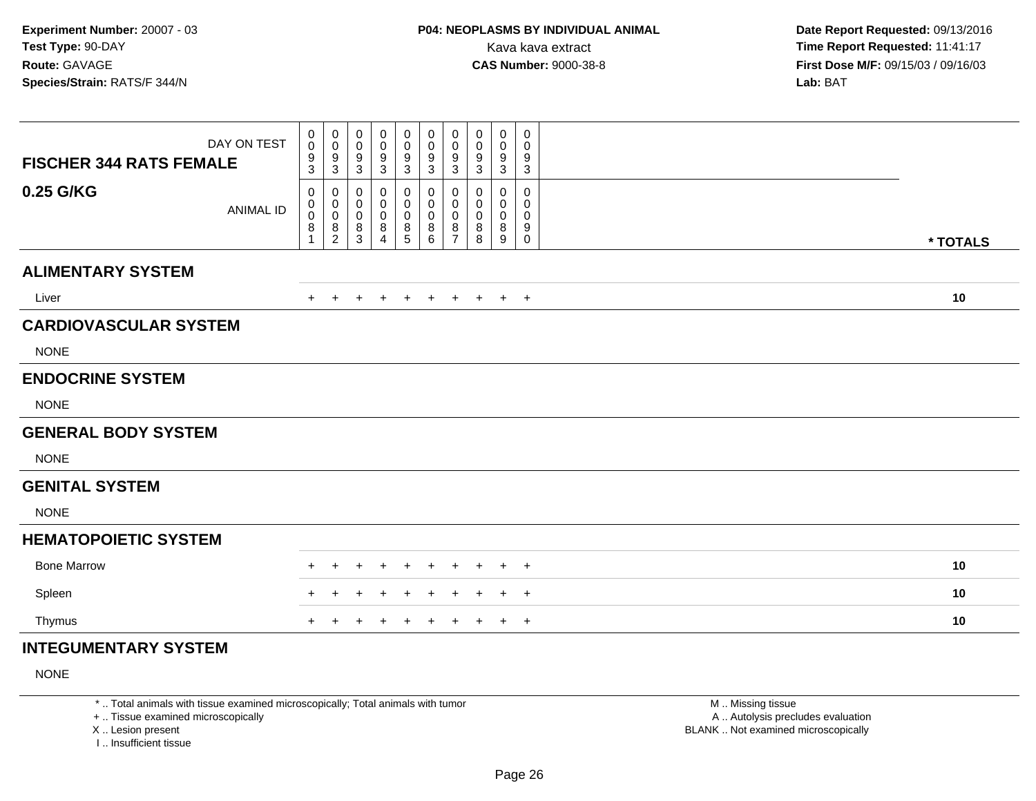**Experiment Number:** 20007 - 03
**Test Type:** 90-DAY
**Route:** GAVAGE
**Species/Strain:** RATS/F 344/N

**P04: NEOPLASMS BY INDIVIDUAL ANIMAL**
Kava kava extract
**CAS Number:** 9000-38-8

**Date Report Requested:** 09/13/2016
**Time Report Requested:** 11:41:17
**First Dose M/F:** 09/15/03 / 09/16/03
**Lab:** BAT

| **FISCHER 344 RATS FEMALE** DAY ON TEST | 0093 | 0093 | 0093 | 0093 | 0093 | 0093 | 0093 | 0093 | 0093 | 0093 | |
|---|---|---|---|---|---|---|---|---|---|---|---|
| **0.25 G/KG** ANIMAL ID | 00081 | 00082 | 00083 | 00084 | 00085 | 00086 | 00087 | 00088 | 00089 | 00090 | *** TOTALS** |
| **ALIMENTARY SYSTEM** | | | | | | | | | | | |
| Liver | + | + | + | + | + | + | + | + | + | + | **10** |
| **CARDIOVASCULAR SYSTEM** | | | | | | | | | | | |
| NONE | | | | | | | | | | | |
| **ENDOCRINE SYSTEM** | | | | | | | | | | | |
| NONE | | | | | | | | | | | |
| **GENERAL BODY SYSTEM** | | | | | | | | | | | |
| NONE | | | | | | | | | | | |
| **GENITAL SYSTEM** | | | | | | | | | | | |
| NONE | | | | | | | | | | | |
| **HEMATOPOIETIC SYSTEM** | | | | | | | | | | | |
| Bone Marrow | + | + | + | + | + | + | + | + | + | + | **10** |
| Spleen | + | + | + | + | + | + | + | + | + | + | **10** |
| Thymus | + | + | + | + | + | + | + | + | + | + | **10** |
| **INTEGUMENTARY SYSTEM** | | | | | | | | | | | |
| NONE | | | | | | | | | | | |

\* .. Total animals with tissue examined microscopically; Total animals with tumor
\+ .. Tissue examined microscopically
X .. Lesion present
I .. Insufficient tissue

M .. Missing tissue
A .. Autolysis precludes evaluation
BLANK .. Not examined microscopically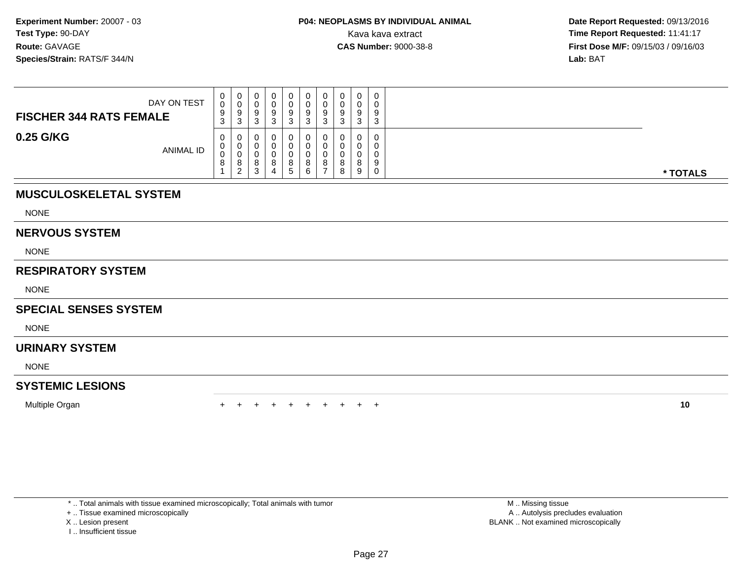**Experiment Number:** 20007 - 03
**Test Type:** 90-DAY
**Route:** GAVAGE
**Species/Strain:** RATS/F 344/N

**P04: NEOPLASMS BY INDIVIDUAL ANIMAL**
Kava kava extract
**CAS Number:** 9000-38-8

**Date Report Requested:** 09/13/2016
**Time Report Requested:** 11:41:17
**First Dose M/F:** 09/15/03 / 09/16/03
**Lab:** BAT

| DAY ON TEST | 0093 | 0093 | 0093 | 0093 | 0093 | 0093 | 0093 | 0093 | 0093 | 0093 | |
|---|---|---|---|---|---|---|---|---|---|---|---|
| **FISCHER 344 RATS FEMALE** | | | | | | | | | | | |
| **0.25 G/KG** ANIMAL ID | 00081 | 00082 | 00083 | 00084 | 00085 | 00086 | 00087 | 00088 | 00089 | 00090 | *** TOTALS** |
| **MUSCULOSKELETAL SYSTEM** | | | | | | | | | | | |
| NONE | | | | | | | | | | | |
| **NERVOUS SYSTEM** | | | | | | | | | | | |
| NONE | | | | | | | | | | | |
| **RESPIRATORY SYSTEM** | | | | | | | | | | | |
| NONE | | | | | | | | | | | |
| **SPECIAL SENSES SYSTEM** | | | | | | | | | | | |
| NONE | | | | | | | | | | | |
| **URINARY SYSTEM** | | | | | | | | | | | |
| NONE | | | | | | | | | | | |
| **SYSTEMIC LESIONS** | | | | | | | | | | | |
| Multiple Organ | + | + | + | + | + | + | + | + | + | + | **10** |

* .. Total animals with tissue examined microscopically; Total animals with tumor
+ .. Tissue examined microscopically
X .. Lesion present
I .. Insufficient tissue

M .. Missing tissue
A .. Autolysis precludes evaluation
BLANK .. Not examined microscopically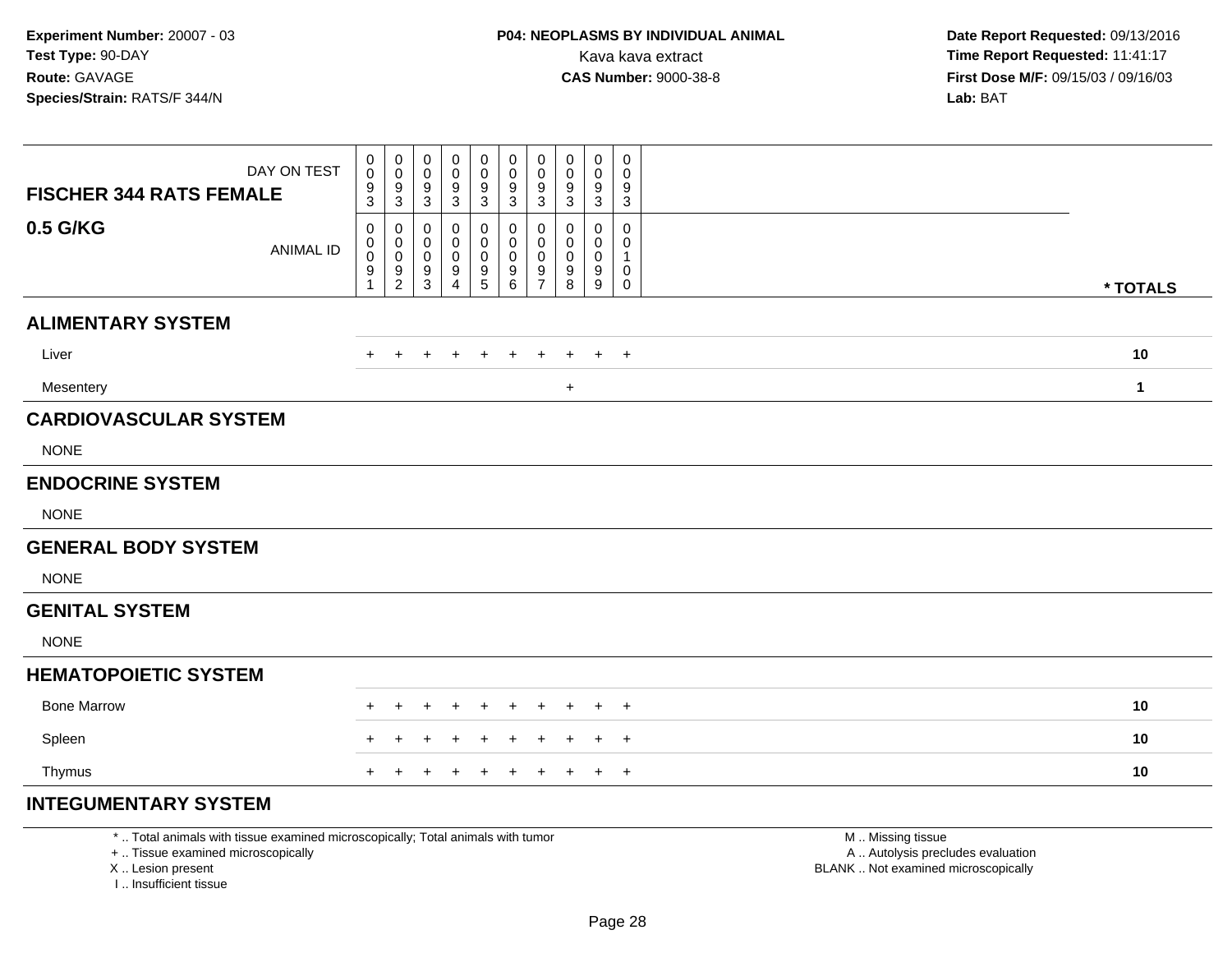**Experiment Number:** 20007 - 03
**Test Type:** 90-DAY
**Route:** GAVAGE
**Species/Strain:** RATS/F 344/N

**P04: NEOPLASMS BY INDIVIDUAL ANIMAL**
Kava kava extract
**CAS Number:** 9000-38-8

**Date Report Requested:** 09/13/2016
**Time Report Requested:** 11:41:17
**First Dose M/F:** 09/15/03 / 09/16/03
**Lab:** BAT

| FISCHER 344 RATS FEMALE 0.5 G/KG | | | | | | | | | | | |
|---|---|---|---|---|---|---|---|---|---|---|---|
| DAY ON TEST | 0093 | 0093 | 0093 | 0093 | 0093 | 0093 | 0093 | 0093 | 0093 | 0093 | |
| ANIMAL ID | 00091 | 00092 | 00093 | 00094 | 00095 | 00096 | 00097 | 00098 | 00099 | 00100 | * TOTALS |
| **ALIMENTARY SYSTEM** | | | | | | | | | | | |
| Liver | + | + | + | + | + | + | + | + | + | + | 10 |
| Mesentery | | | | | | | | + | | | 1 |
| **CARDIOVASCULAR SYSTEM** | | | | | | | | | | | |
| NONE | | | | | | | | | | | |
| **ENDOCRINE SYSTEM** | | | | | | | | | | | |
| NONE | | | | | | | | | | | |
| **GENERAL BODY SYSTEM** | | | | | | | | | | | |
| NONE | | | | | | | | | | | |
| **GENITAL SYSTEM** | | | | | | | | | | | |
| NONE | | | | | | | | | | | |
| **HEMATOPOIETIC SYSTEM** | | | | | | | | | | | |
| Bone Marrow | + | + | + | + | + | + | + | + | + | + | 10 |
| Spleen | + | + | + | + | + | + | + | + | + | + | 10 |
| Thymus | + | + | + | + | + | + | + | + | + | + | 10 |
| **INTEGUMENTARY SYSTEM** | | | | | | | | | | | |

* .. Total animals with tissue examined microscopically; Total animals with tumor
+ .. Tissue examined microscopically
X .. Lesion present
I .. Insufficient tissue

M .. Missing tissue
A .. Autolysis precludes evaluation
BLANK .. Not examined microscopically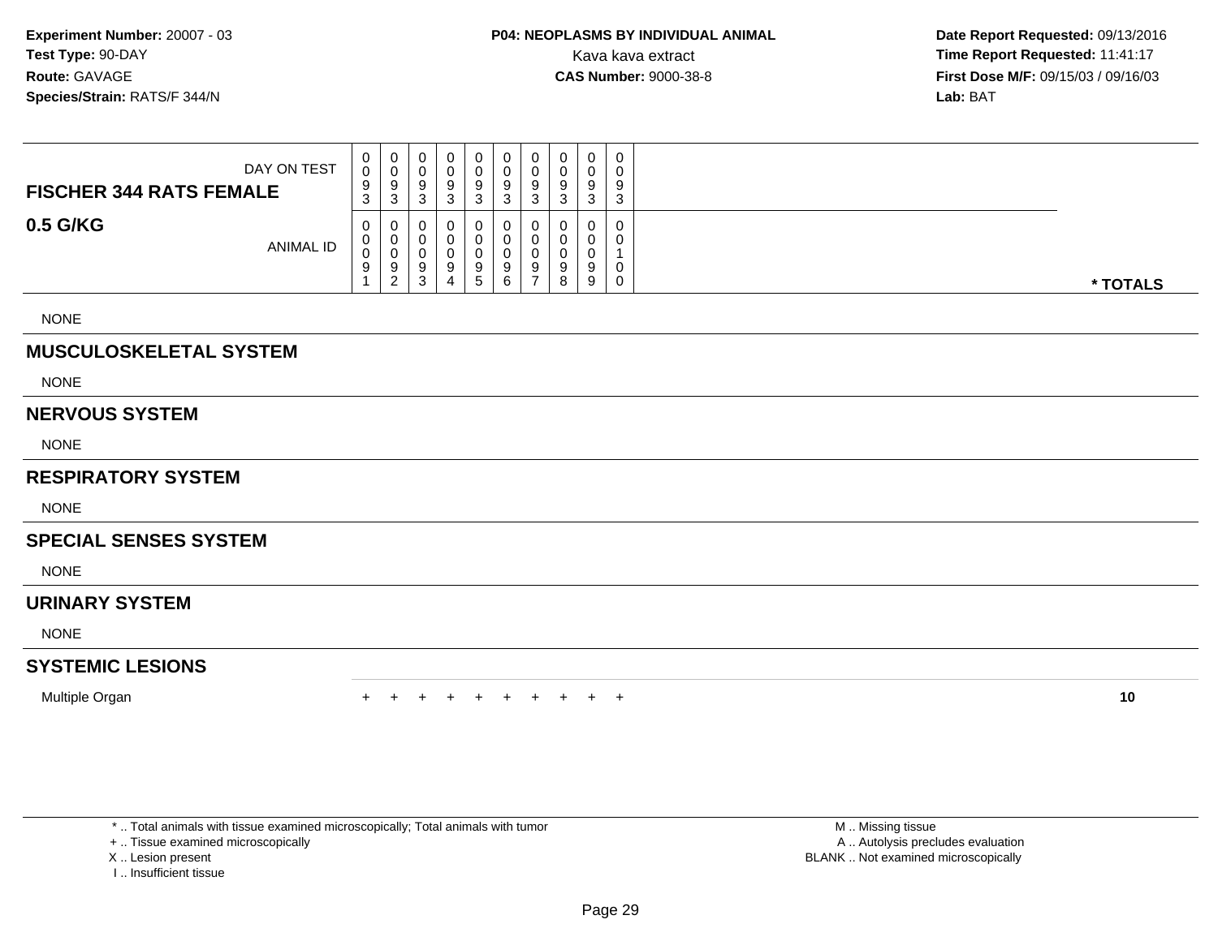**Experiment Number:** 20007 - 03
**Test Type:** 90-DAY
**Route:** GAVAGE
**Species/Strain:** RATS/F 344/N

**P04: NEOPLASMS BY INDIVIDUAL ANIMAL**
Kava kava extract
**CAS Number:** 9000-38-8

**Date Report Requested:** 09/13/2016
**Time Report Requested:** 11:41:17
**First Dose M/F:** 09/15/03 / 09/16/03
**Lab:** BAT

| **FISCHER 344 RATS FEMALE** DAY ON TEST | 0093 | 0093 | 0093 | 0093 | 0093 | 0093 | 0093 | 0093 | 0093 | 0093 | |
|---|---|---|---|---|---|---|---|---|---|---|---|
| **0.5 G/KG** ANIMAL ID | 00091 | 00092 | 00093 | 00094 | 00095 | 00096 | 00097 | 00098 | 00099 | 00100 | *** TOTALS** |
| NONE | | | | | | | | | | | |
| **MUSCULOSKELETAL SYSTEM** | | | | | | | | | | | |
| NONE | | | | | | | | | | | |
| **NERVOUS SYSTEM** | | | | | | | | | | | |
| NONE | | | | | | | | | | | |
| **RESPIRATORY SYSTEM** | | | | | | | | | | | |
| NONE | | | | | | | | | | | |
| **SPECIAL SENSES SYSTEM** | | | | | | | | | | | |
| NONE | | | | | | | | | | | |
| **URINARY SYSTEM** | | | | | | | | | | | |
| NONE | | | | | | | | | | | |
| **SYSTEMIC LESIONS** | | | | | | | | | | | |
| Multiple Organ | + | + | + | + | + | + | + | + | + | + | **10** |

* .. Total animals with tissue examined microscopically; Total animals with tumor
+ .. Tissue examined microscopically
X .. Lesion present
I .. Insufficient tissue

M .. Missing tissue
A .. Autolysis precludes evaluation
BLANK .. Not examined microscopically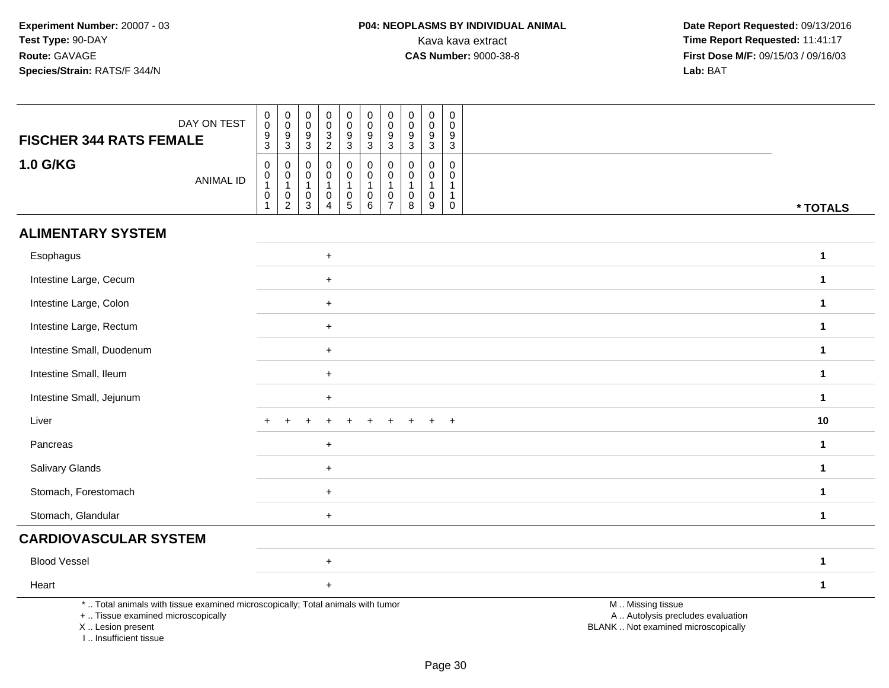**Experiment Number:** 20007 - 03
**Test Type:** 90-DAY
**Route:** GAVAGE
**Species/Strain:** RATS/F 344/N

**P04: NEOPLASMS BY INDIVIDUAL ANIMAL**
Kava kava extract
**CAS Number:** 9000-38-8

**Date Report Requested:** 09/13/2016
**Time Report Requested:** 11:41:17
**First Dose M/F:** 09/15/03 / 09/16/03
**Lab:** BAT

| FISCHER 344 RATS FEMALE 1.0 G/KG | | | | | | | | | | | |
|---|---|---|---|---|---|---|---|---|---|---|---|
| DAY ON TEST | 0093 | 0093 | 0093 | 0032 | 0093 | 0093 | 0093 | 0093 | 0093 | 0093 | |
| ANIMAL ID | 00101 | 00102 | 00103 | 00104 | 00105 | 00106 | 00107 | 00108 | 00109 | 00110 | * TOTALS |
| **ALIMENTARY SYSTEM** | | | | | | | | | | | |
| Esophagus | | | | + | | | | | | | 1 |
| Intestine Large, Cecum | | | | + | | | | | | | 1 |
| Intestine Large, Colon | | | | + | | | | | | | 1 |
| Intestine Large, Rectum | | | | + | | | | | | | 1 |
| Intestine Small, Duodenum | | | | + | | | | | | | 1 |
| Intestine Small, Ileum | | | | + | | | | | | | 1 |
| Intestine Small, Jejunum | | | | + | | | | | | | 1 |
| Liver | + | + | + | + | + | + | + | + | + | + | 10 |
| Pancreas | | | | + | | | | | | | 1 |
| Salivary Glands | | | | + | | | | | | | 1 |
| Stomach, Forestomach | | | | + | | | | | | | 1 |
| Stomach, Glandular | | | | + | | | | | | | 1 |
| **CARDIOVASCULAR SYSTEM** | | | | | | | | | | | |
| Blood Vessel | | | | + | | | | | | | 1 |
| Heart | | | | + | | | | | | | 1 |

\* .. Total animals with tissue examined microscopically; Total animals with tumor
\+ .. Tissue examined microscopically
X .. Lesion present
I .. Insufficient tissue

M .. Missing tissue
A .. Autolysis precludes evaluation
BLANK .. Not examined microscopically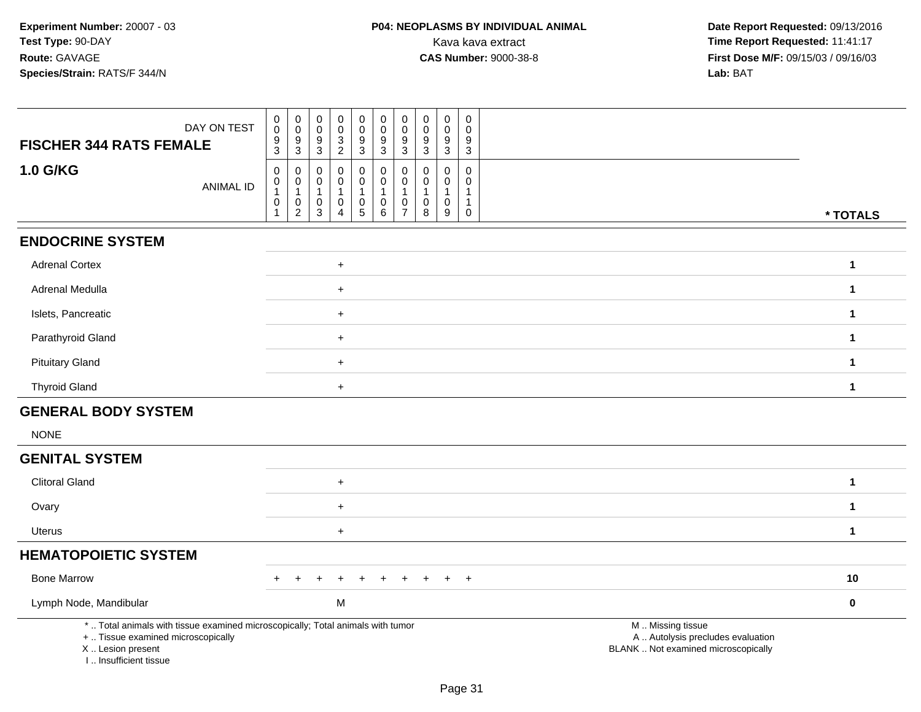**Experiment Number:** 20007 - 03
**Test Type:** 90-DAY
**Route:** GAVAGE
**Species/Strain:** RATS/F 344/N

**P04: NEOPLASMS BY INDIVIDUAL ANIMAL**
Kava kava extract
**CAS Number:** 9000-38-8

**Date Report Requested:** 09/13/2016
**Time Report Requested:** 11:41:17
**First Dose M/F:** 09/15/03 / 09/16/03
**Lab:** BAT

| FISCHER 344 RATS FEMALE — DAY ON TEST | 0093 | 0093 | 0093 | 0032 | 0093 | 0093 | 0093 | 0093 | 0093 | 0093 | |
|---|---|---|---|---|---|---|---|---|---|---|---|
| **1.0 G/KG** — ANIMAL ID | 00101 | 00102 | 00103 | 00104 | 00105 | 00106 | 00107 | 00108 | 00109 | 00110 | *** TOTALS** |
| **ENDOCRINE SYSTEM** | | | | | | | | | | | |
| Adrenal Cortex | | | | + | | | | | | | **1** |
| Adrenal Medulla | | | | + | | | | | | | **1** |
| Islets, Pancreatic | | | | + | | | | | | | **1** |
| Parathyroid Gland | | | | + | | | | | | | **1** |
| Pituitary Gland | | | | + | | | | | | | **1** |
| Thyroid Gland | | | | + | | | | | | | **1** |
| **GENERAL BODY SYSTEM** | | | | | | | | | | | |
| NONE | | | | | | | | | | | |
| **GENITAL SYSTEM** | | | | | | | | | | | |
| Clitoral Gland | | | | + | | | | | | | **1** |
| Ovary | | | | + | | | | | | | **1** |
| Uterus | | | | + | | | | | | | **1** |
| **HEMATOPOIETIC SYSTEM** | | | | | | | | | | | |
| Bone Marrow | + | + | + | + | + | + | + | + | + | + | **10** |
| Lymph Node, Mandibular | | | | M | | | | | | | **0** |

\* .. Total animals with tissue examined microscopically; Total animals with tumor
\+ .. Tissue examined microscopically
X .. Lesion present
I .. Insufficient tissue

M .. Missing tissue
A .. Autolysis precludes evaluation
BLANK .. Not examined microscopically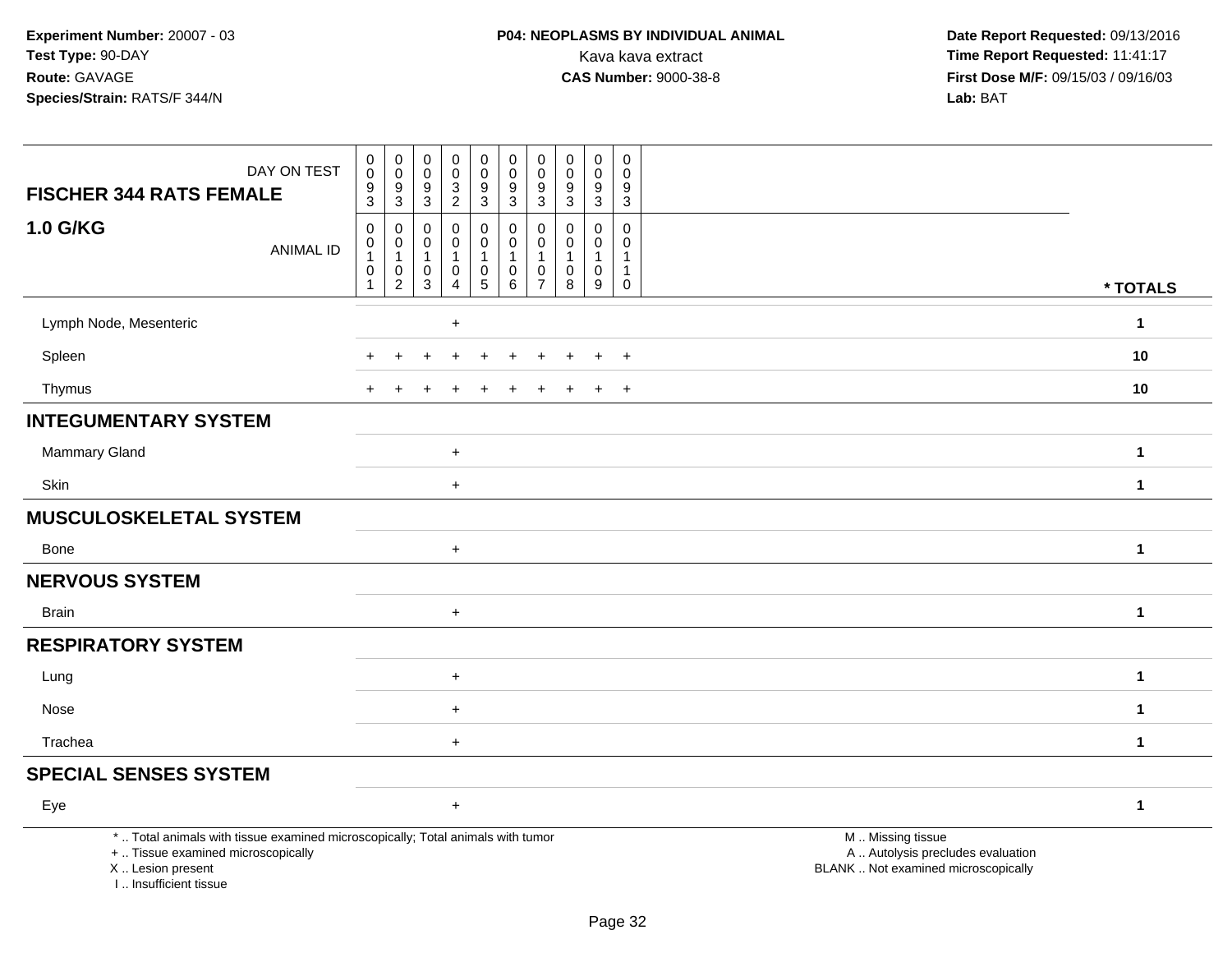**Experiment Number:** 20007 - 03
**Test Type:** 90-DAY
**Route:** GAVAGE
**Species/Strain:** RATS/F 344/N

**P04: NEOPLASMS BY INDIVIDUAL ANIMAL**
Kava kava extract
**CAS Number:** 9000-38-8

**Date Report Requested:** 09/13/2016
**Time Report Requested:** 11:41:17
**First Dose M/F:** 09/15/03 / 09/16/03
**Lab:** BAT

| FISCHER 344 RATS FEMALE 1.0 G/KG — DAY ON TEST | 0093 | 0093 | 0093 | 0032 | 0093 | 0093 | 0093 | 0093 | 0093 | 0093 | |
|---|---|---|---|---|---|---|---|---|---|---|---|
| ANIMAL ID | 00101 | 00102 | 00103 | 00104 | 00105 | 00106 | 00107 | 00108 | 00109 | 00110 | * TOTALS |
| Lymph Node, Mesenteric | | | | + | | | | | | | 1 |
| Spleen | + | + | + | + | + | + | + | + | + | + | 10 |
| Thymus | + | + | + | + | + | + | + | + | + | + | 10 |
| **INTEGUMENTARY SYSTEM** | | | | | | | | | | | |
| Mammary Gland | | | | + | | | | | | | 1 |
| Skin | | | | + | | | | | | | 1 |
| **MUSCULOSKELETAL SYSTEM** | | | | | | | | | | | |
| Bone | | | | + | | | | | | | 1 |
| **NERVOUS SYSTEM** | | | | | | | | | | | |
| Brain | | | | + | | | | | | | 1 |
| **RESPIRATORY SYSTEM** | | | | | | | | | | | |
| Lung | | | | + | | | | | | | 1 |
| Nose | | | | + | | | | | | | 1 |
| Trachea | | | | + | | | | | | | 1 |
| **SPECIAL SENSES SYSTEM** | | | | | | | | | | | |
| Eye | | | | + | | | | | | | 1 |

\* .. Total animals with tissue examined microscopically; Total animals with tumor
\+ .. Tissue examined microscopically
X .. Lesion present
I .. Insufficient tissue

M .. Missing tissue
A .. Autolysis precludes evaluation
BLANK .. Not examined microscopically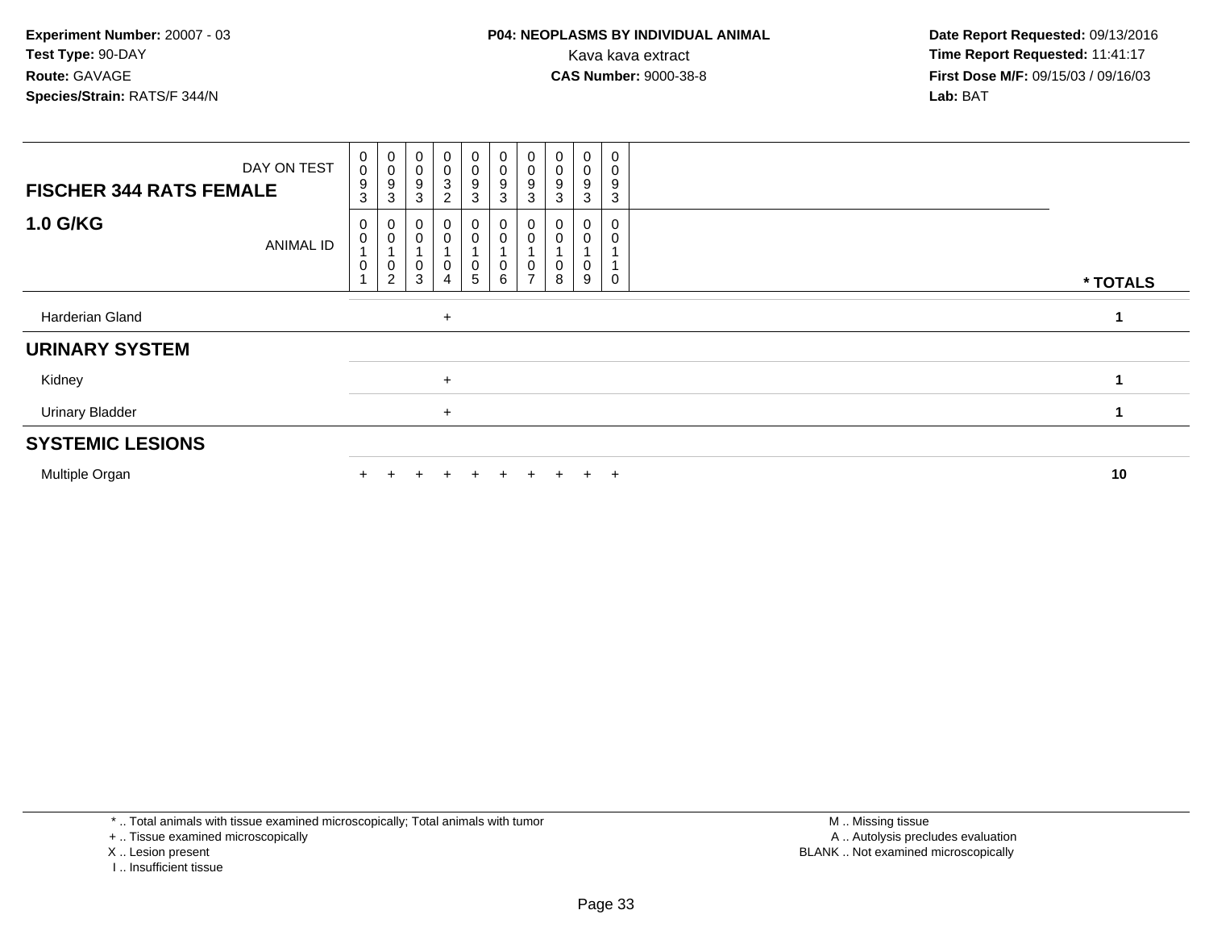**Experiment Number:** 20007 - 03
**Test Type:** 90-DAY
**Route:** GAVAGE
**Species/Strain:** RATS/F 344/N

**P04: NEOPLASMS BY INDIVIDUAL ANIMAL**
Kava kava extract
**CAS Number:** 9000-38-8

**Date Report Requested:** 09/13/2016
**Time Report Requested:** 11:41:17
**First Dose M/F:** 09/15/03 / 09/16/03
**Lab:** BAT

| FISCHER 344 RATS FEMALE 1.0 G/KG — DAY ON TEST | 0093 | 0093 | 0093 | 0032 | 0093 | 0093 | 0093 | 0093 | 0093 | 0093 | |
|---|---|---|---|---|---|---|---|---|---|---|---|
| ANIMAL ID | 00101 | 00102 | 00103 | 00104 | 00105 | 00106 | 00107 | 00108 | 00109 | 00110 | * TOTALS |
| Harderian Gland | | | | + | | | | | | | 1 |
| **URINARY SYSTEM** | | | | | | | | | | | |
| Kidney | | | | + | | | | | | | 1 |
| Urinary Bladder | | | | + | | | | | | | 1 |
| **SYSTEMIC LESIONS** | | | | | | | | | | | |
| Multiple Organ | + | + | + | + | + | + | + | + | + | + | 10 |

\* .. Total animals with tissue examined microscopically; Total animals with tumor
\+ .. Tissue examined microscopically
X .. Lesion present
I .. Insufficient tissue

M .. Missing tissue
A .. Autolysis precludes evaluation
BLANK .. Not examined microscopically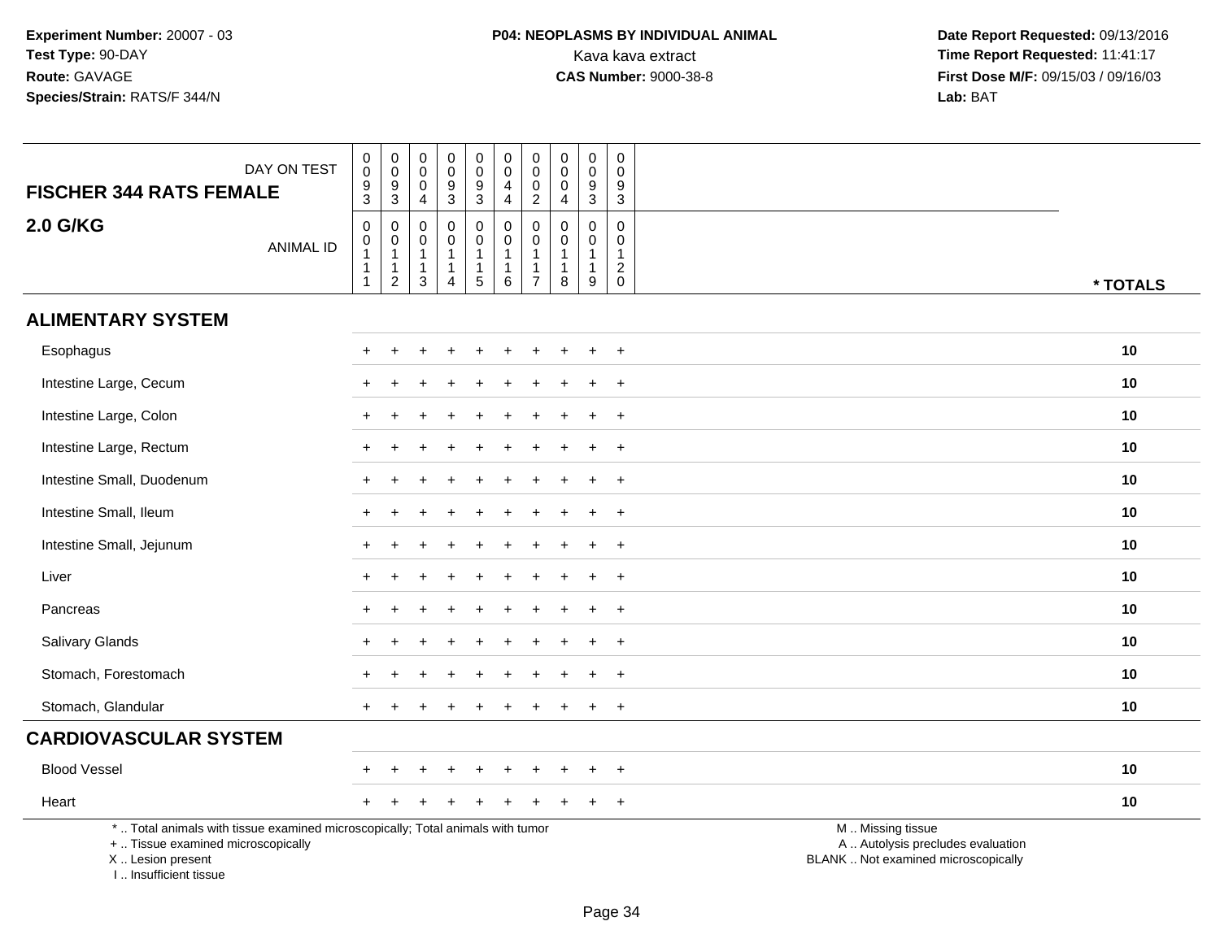**Experiment Number:** 20007 - 03
**Test Type:** 90-DAY
**Route:** GAVAGE
**Species/Strain:** RATS/F 344/N

**P04: NEOPLASMS BY INDIVIDUAL ANIMAL**
Kava kava extract
**CAS Number:** 9000-38-8

**Date Report Requested:** 09/13/2016
**Time Report Requested:** 11:41:17
**First Dose M/F:** 09/15/03 / 09/16/03
**Lab:** BAT

| FISCHER 344 RATS FEMALE — DAY ON TEST | 0093 | 0093 | 0004 | 0093 | 0093 | 0044 | 0002 | 0004 | 0093 | 0093 | |
|---|---|---|---|---|---|---|---|---|---|---|---|
| **2.0 G/KG** — ANIMAL ID | 00111 | 00112 | 00113 | 00114 | 00115 | 00116 | 00117 | 00118 | 00119 | 00120 | *** TOTALS** |
| **ALIMENTARY SYSTEM** | | | | | | | | | | | |
| Esophagus | + | + | + | + | + | + | + | + | + | + | **10** |
| Intestine Large, Cecum | + | + | + | + | + | + | + | + | + | + | **10** |
| Intestine Large, Colon | + | + | + | + | + | + | + | + | + | + | **10** |
| Intestine Large, Rectum | + | + | + | + | + | + | + | + | + | + | **10** |
| Intestine Small, Duodenum | + | + | + | + | + | + | + | + | + | + | **10** |
| Intestine Small, Ileum | + | + | + | + | + | + | + | + | + | + | **10** |
| Intestine Small, Jejunum | + | + | + | + | + | + | + | + | + | + | **10** |
| Liver | + | + | + | + | + | + | + | + | + | + | **10** |
| Pancreas | + | + | + | + | + | + | + | + | + | + | **10** |
| Salivary Glands | + | + | + | + | + | + | + | + | + | + | **10** |
| Stomach, Forestomach | + | + | + | + | + | + | + | + | + | + | **10** |
| Stomach, Glandular | + | + | + | + | + | + | + | + | + | + | **10** |
| **CARDIOVASCULAR SYSTEM** | | | | | | | | | | | |
| Blood Vessel | + | + | + | + | + | + | + | + | + | + | **10** |
| Heart | + | + | + | + | + | + | + | + | + | + | **10** |

* .. Total animals with tissue examined microscopically; Total animals with tumor
+ .. Tissue examined microscopically
X .. Lesion present
I .. Insufficient tissue

M .. Missing tissue
A .. Autolysis precludes evaluation
BLANK .. Not examined microscopically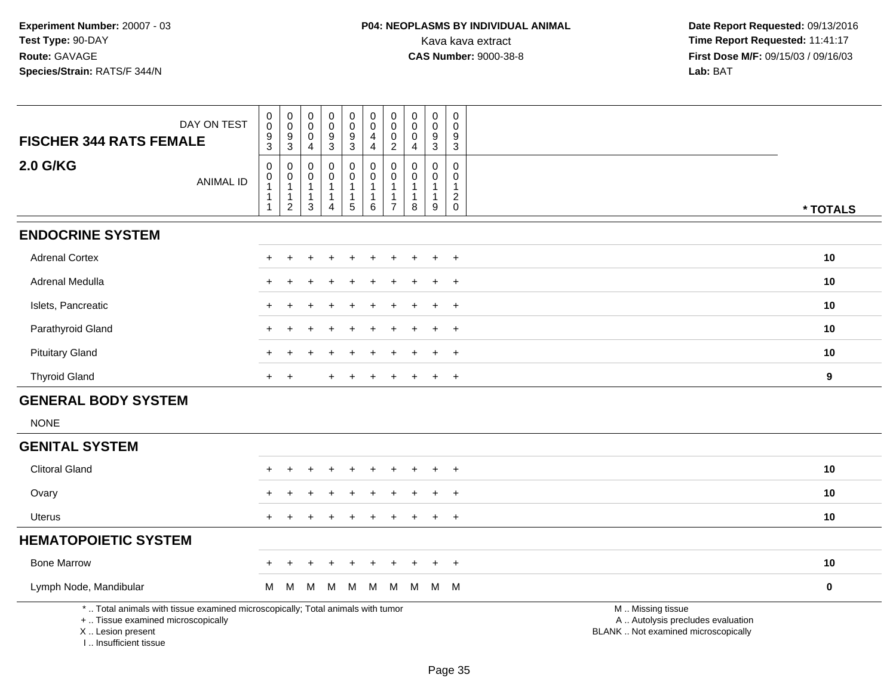**Experiment Number:** 20007 - 03
**Test Type:** 90-DAY
**Route:** GAVAGE
**Species/Strain:** RATS/F 344/N

**P04: NEOPLASMS BY INDIVIDUAL ANIMAL**
Kava kava extract
**CAS Number:** 9000-38-8

**Date Report Requested:** 09/13/2016
**Time Report Requested:** 11:41:17
**First Dose M/F:** 09/15/03 / 09/16/03
**Lab:** BAT

| FISCHER 344 RATS FEMALE — DAY ON TEST | 0093 | 0093 | 0004 | 0093 | 0093 | 0044 | 0002 | 0004 | 0093 | 0093 | |
|---|---|---|---|---|---|---|---|---|---|---|---|
| **2.0 G/KG** — ANIMAL ID | 00111 | 00112 | 00113 | 00114 | 00115 | 00116 | 00117 | 00118 | 00119 | 00120 | * TOTALS |
| **ENDOCRINE SYSTEM** | | | | | | | | | | | |
| Adrenal Cortex | + | + | + | + | + | + | + | + | + | + | 10 |
| Adrenal Medulla | + | + | + | + | + | + | + | + | + | + | 10 |
| Islets, Pancreatic | + | + | + | + | + | + | + | + | + | + | 10 |
| Parathyroid Gland | + | + | + | + | + | + | + | + | + | + | 10 |
| Pituitary Gland | + | + | + | + | + | + | + | + | + | + | 10 |
| Thyroid Gland | + | + | | + | + | + | + | + | + | + | 9 |
| **GENERAL BODY SYSTEM** | | | | | | | | | | | |
| NONE | | | | | | | | | | | |
| **GENITAL SYSTEM** | | | | | | | | | | | |
| Clitoral Gland | + | + | + | + | + | + | + | + | + | + | 10 |
| Ovary | + | + | + | + | + | + | + | + | + | + | 10 |
| Uterus | + | + | + | + | + | + | + | + | + | + | 10 |
| **HEMATOPOIETIC SYSTEM** | | | | | | | | | | | |
| Bone Marrow | + | + | + | + | + | + | + | + | + | + | 10 |
| Lymph Node, Mandibular | M | M | M | M | M | M | M | M | M | M | 0 |

* .. Total animals with tissue examined microscopically; Total animals with tumor
+ .. Tissue examined microscopically
X .. Lesion present
I .. Insufficient tissue

M .. Missing tissue
A .. Autolysis precludes evaluation
BLANK .. Not examined microscopically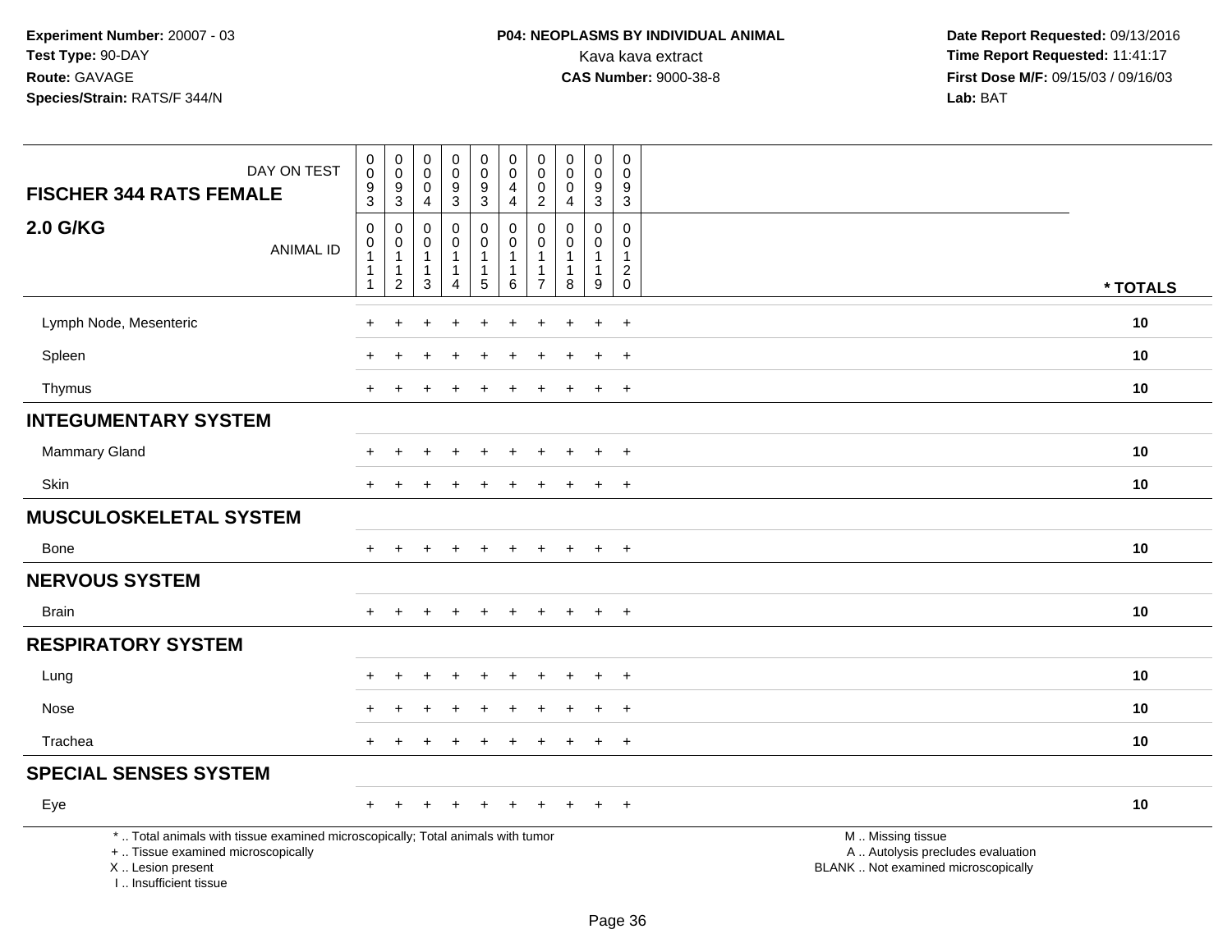**Experiment Number:** 20007 - 03
**Test Type:** 90-DAY
**Route:** GAVAGE
**Species/Strain:** RATS/F 344/N

**P04: NEOPLASMS BY INDIVIDUAL ANIMAL**
Kava kava extract
**CAS Number:** 9000-38-8

**Date Report Requested:** 09/13/2016
**Time Report Requested:** 11:41:17
**First Dose M/F:** 09/15/03 / 09/16/03
**Lab:** BAT

| FISCHER 344 RATS FEMALE — DAY ON TEST | 0093 | 0093 | 0004 | 0093 | 0093 | 0044 | 0002 | 0004 | 0093 | 0093 | |
|---|---|---|---|---|---|---|---|---|---|---|---|
| **2.0 G/KG** — ANIMAL ID | 00111 | 00112 | 00113 | 00114 | 00115 | 00116 | 00117 | 00118 | 00119 | 00120 | *** TOTALS** |
| Lymph Node, Mesenteric | + | + | + | + | + | + | + | + | + | + | **10** |
| Spleen | + | + | + | + | + | + | + | + | + | + | **10** |
| Thymus | + | + | + | + | + | + | + | + | + | + | **10** |
| **INTEGUMENTARY SYSTEM** | | | | | | | | | | | |
| Mammary Gland | + | + | + | + | + | + | + | + | + | + | **10** |
| Skin | + | + | + | + | + | + | + | + | + | + | **10** |
| **MUSCULOSKELETAL SYSTEM** | | | | | | | | | | | |
| Bone | + | + | + | + | + | + | + | + | + | + | **10** |
| **NERVOUS SYSTEM** | | | | | | | | | | | |
| Brain | + | + | + | + | + | + | + | + | + | + | **10** |
| **RESPIRATORY SYSTEM** | | | | | | | | | | | |
| Lung | + | + | + | + | + | + | + | + | + | + | **10** |
| Nose | + | + | + | + | + | + | + | + | + | + | **10** |
| Trachea | + | + | + | + | + | + | + | + | + | + | **10** |
| **SPECIAL SENSES SYSTEM** | | | | | | | | | | | |
| Eye | + | + | + | + | + | + | + | + | + | + | **10** |

* .. Total animals with tissue examined microscopically; Total animals with tumor
+ .. Tissue examined microscopically
X .. Lesion present
I .. Insufficient tissue

M .. Missing tissue
A .. Autolysis precludes evaluation
BLANK .. Not examined microscopically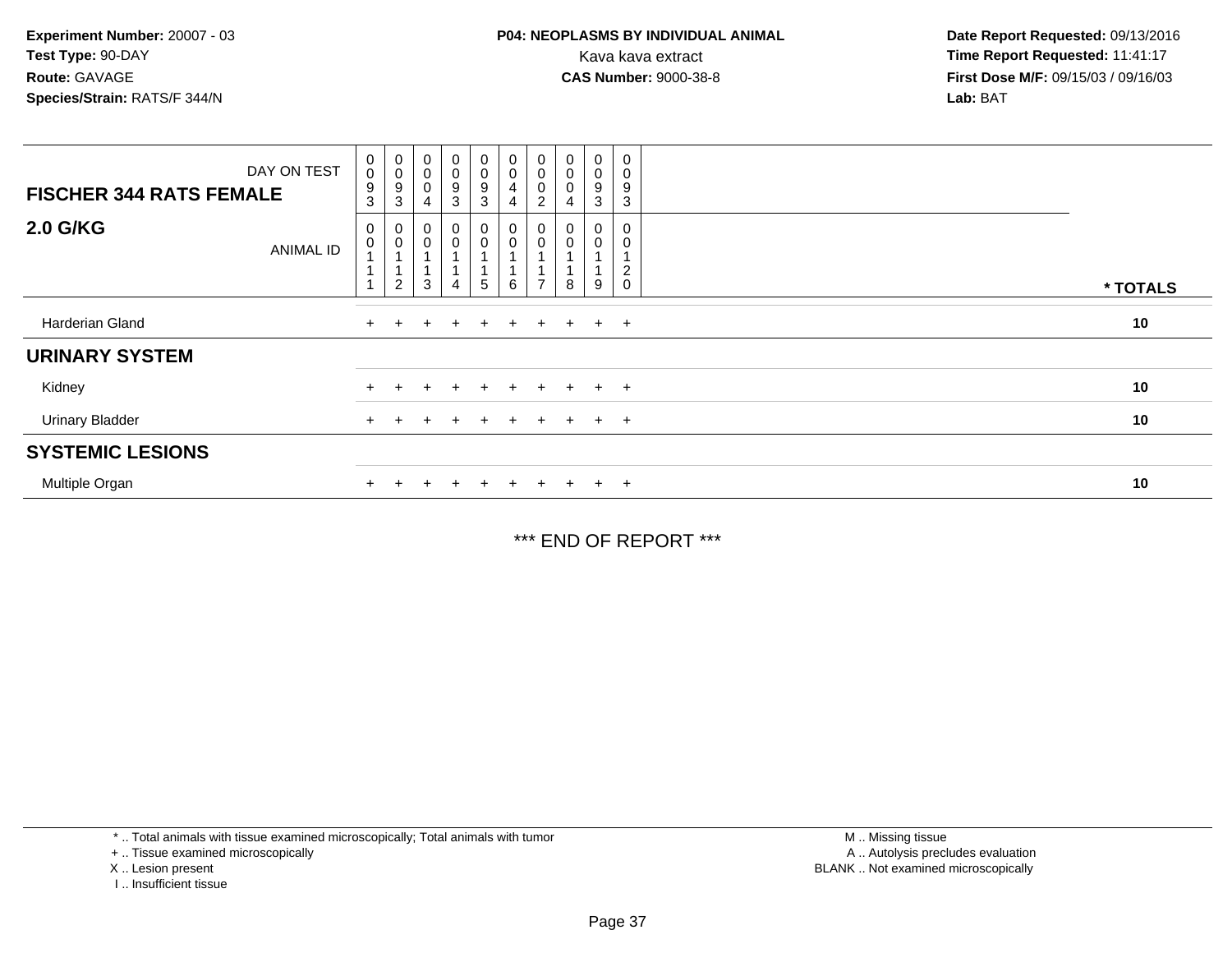**Experiment Number:** 20007 - 03
**Test Type:** 90-DAY
**Route:** GAVAGE
**Species/Strain:** RATS/F 344/N

**P04: NEOPLASMS BY INDIVIDUAL ANIMAL**
Kava kava extract
**CAS Number:** 9000-38-8

**Date Report Requested:** 09/13/2016
**Time Report Requested:** 11:41:17
**First Dose M/F:** 09/15/03 / 09/16/03
**Lab:** BAT

| FISCHER 344 RATS FEMALE — DAY ON TEST | 0093 | 0093 | 0004 | 0093 | 0093 | 0044 | 0002 | 0004 | 0093 | 0093 | |
|---|---|---|---|---|---|---|---|---|---|---|---|
| **2.0 G/KG** — ANIMAL ID | 00111 | 00112 | 00113 | 00114 | 00115 | 00116 | 00117 | 00118 | 00119 | 00120 | *** TOTALS** |
| Harderian Gland | + | + | + | + | + | + | + | + | + | + | **10** |
| **URINARY SYSTEM** | | | | | | | | | | | |
| Kidney | + | + | + | + | + | + | + | + | + | + | **10** |
| Urinary Bladder | + | + | + | + | + | + | + | + | + | + | **10** |
| **SYSTEMIC LESIONS** | | | | | | | | | | | |
| Multiple Organ | + | + | + | + | + | + | + | + | + | + | **10** |

*** END OF REPORT ***

* .. Total animals with tissue examined microscopically; Total animals with tumor
+ .. Tissue examined microscopically
X .. Lesion present
I .. Insufficient tissue

M .. Missing tissue
A .. Autolysis precludes evaluation
BLANK .. Not examined microscopically